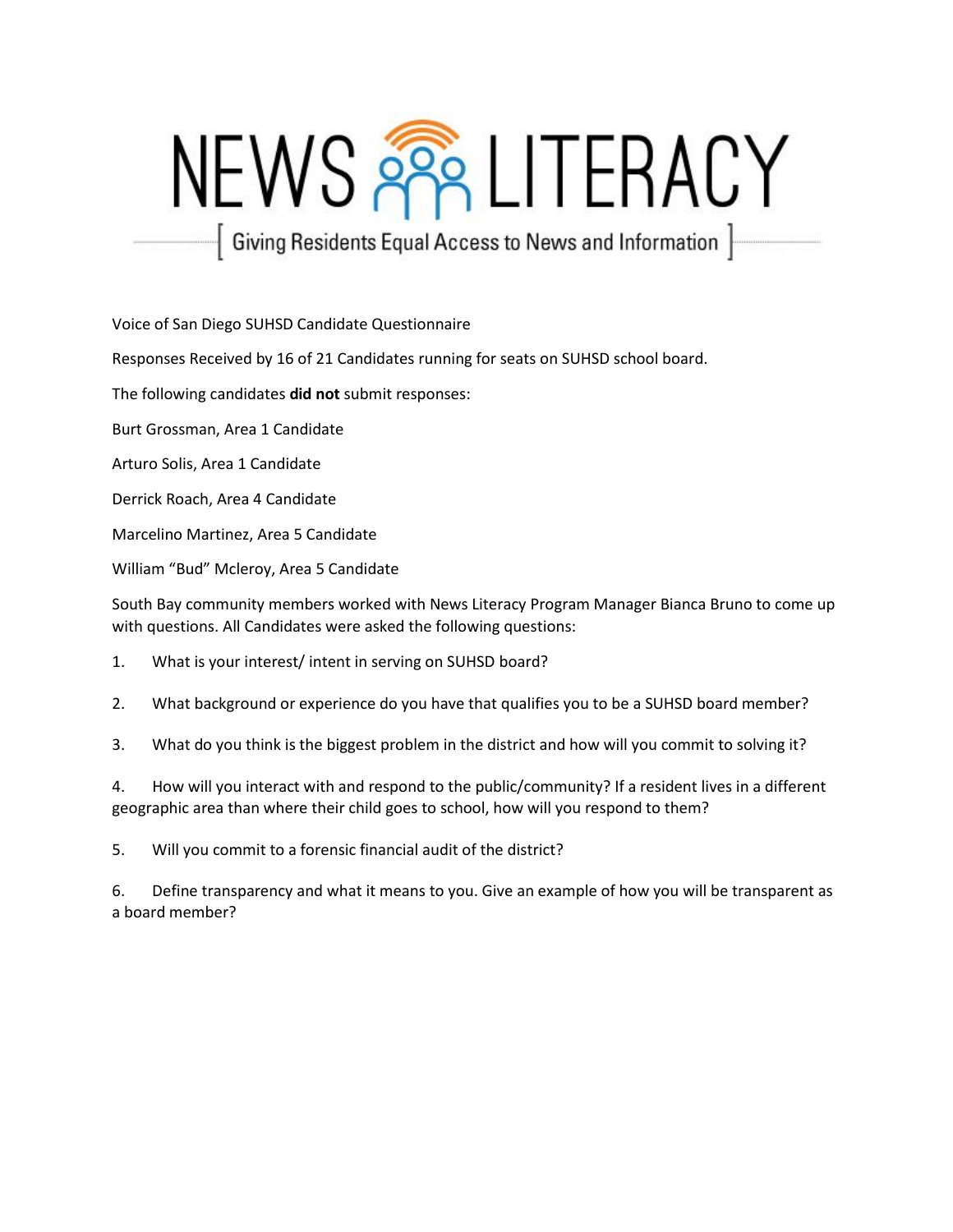# NEWS LITERACY

[ Giving Residents Equal Access to News and Information ]

Voice of San Diego SUHSD Candidate Questionnaire

Responses Received by 16 of 21 Candidates running for seats on SUHSD school board.

The following candidates **did not** submit responses:

Burt Grossman, Area 1 Candidate

Arturo Solis, Area 1 Candidate

Derrick Roach, Area 4 Candidate

Marcelino Martinez, Area 5 Candidate

William "Bud" Mcleroy, Area 5 Candidate

South Bay community members worked with News Literacy Program Manager Bianca Bruno to come up with questions. All Candidates were asked the following questions:

1. What is your interest/ intent in serving on SUHSD board?

2. What background or experience do you have that qualifies you to be a SUHSD board member?

3. What do you think is the biggest problem in the district and how will you commit to solving it?

4. How will you interact with and respond to the public/community? If a resident lives in a different geographic area than where their child goes to school, how will you respond to them?

5. Will you commit to a forensic financial audit of the district?

6. Define transparency and what it means to you. Give an example of how you will be transparent as a board member?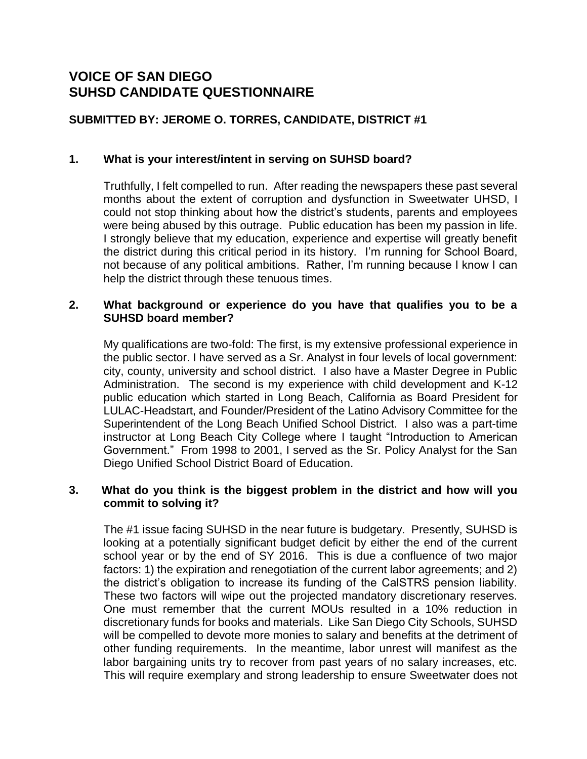# VOICE OF SAN DIEGO
# SUHSD CANDIDATE QUESTIONNAIRE

**SUBMITTED BY: JEROME O. TORRES, CANDIDATE, DISTRICT #1**

**1. What is your interest/intent in serving on SUHSD board?**

Truthfully, I felt compelled to run. After reading the newspapers these past several months about the extent of corruption and dysfunction in Sweetwater UHSD, I could not stop thinking about how the district's students, parents and employees were being abused by this outrage. Public education has been my passion in life. I strongly believe that my education, experience and expertise will greatly benefit the district during this critical period in its history. I'm running for School Board, not because of any political ambitions. Rather, I'm running because I know I can help the district through these tenuous times.

**2. What background or experience do you have that qualifies you to be a SUHSD board member?**

My qualifications are two-fold: The first, is my extensive professional experience in the public sector. I have served as a Sr. Analyst in four levels of local government: city, county, university and school district. I also have a Master Degree in Public Administration. The second is my experience with child development and K-12 public education which started in Long Beach, California as Board President for LULAC-Headstart, and Founder/President of the Latino Advisory Committee for the Superintendent of the Long Beach Unified School District. I also was a part-time instructor at Long Beach City College where I taught "Introduction to American Government." From 1998 to 2001, I served as the Sr. Policy Analyst for the San Diego Unified School District Board of Education.

**3. What do you think is the biggest problem in the district and how will you commit to solving it?**

The #1 issue facing SUHSD in the near future is budgetary. Presently, SUHSD is looking at a potentially significant budget deficit by either the end of the current school year or by the end of SY 2016. This is due a confluence of two major factors: 1) the expiration and renegotiation of the current labor agreements; and 2) the district's obligation to increase its funding of the CalSTRS pension liability. These two factors will wipe out the projected mandatory discretionary reserves. One must remember that the current MOUs resulted in a 10% reduction in discretionary funds for books and materials. Like San Diego City Schools, SUHSD will be compelled to devote more monies to salary and benefits at the detriment of other funding requirements. In the meantime, labor unrest will manifest as the labor bargaining units try to recover from past years of no salary increases, etc. This will require exemplary and strong leadership to ensure Sweetwater does not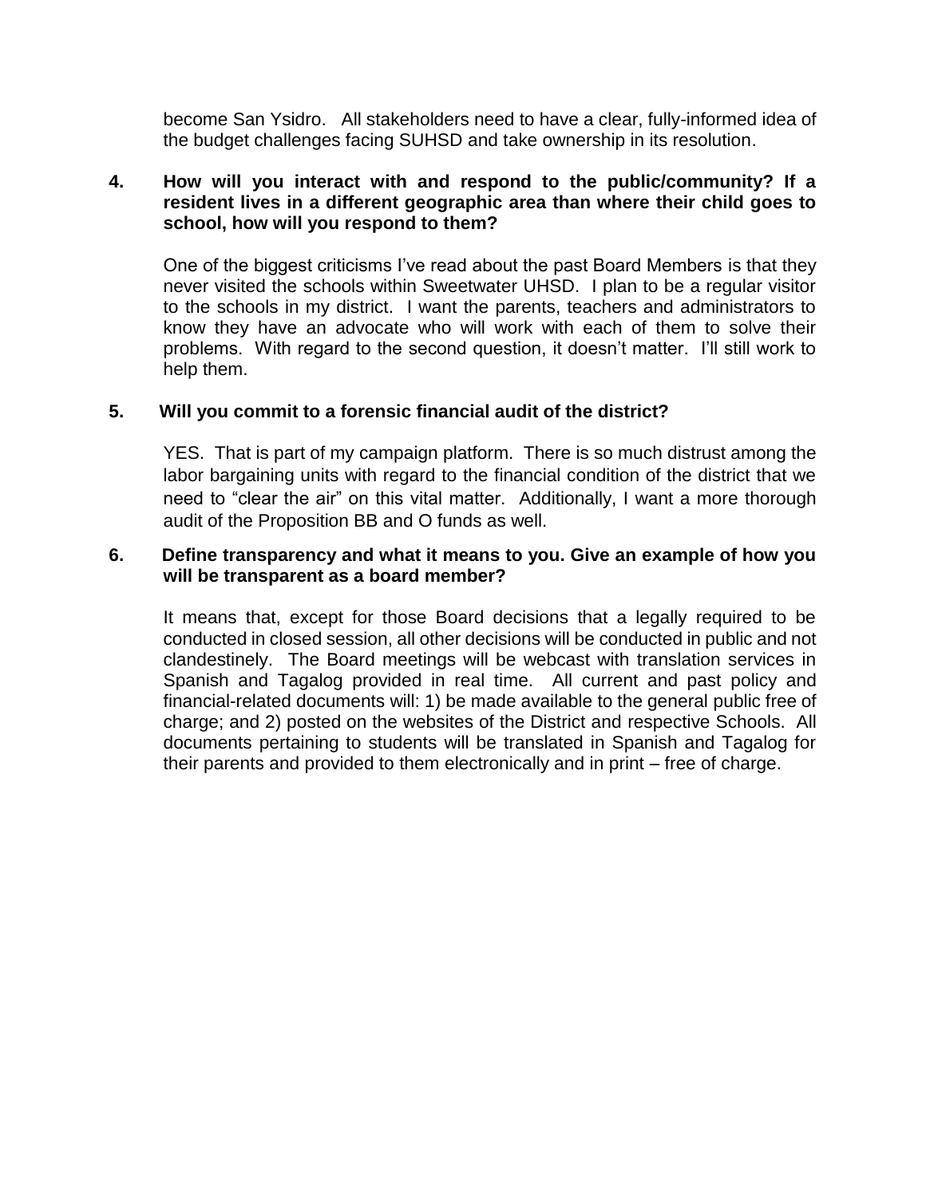become San Ysidro. All stakeholders need to have a clear, fully-informed idea of the budget challenges facing SUHSD and take ownership in its resolution.

**4. How will you interact with and respond to the public/community? If a resident lives in a different geographic area than where their child goes to school, how will you respond to them?**

One of the biggest criticisms I've read about the past Board Members is that they never visited the schools within Sweetwater UHSD. I plan to be a regular visitor to the schools in my district. I want the parents, teachers and administrators to know they have an advocate who will work with each of them to solve their problems. With regard to the second question, it doesn't matter. I'll still work to help them.

**5. Will you commit to a forensic financial audit of the district?**

YES. That is part of my campaign platform. There is so much distrust among the labor bargaining units with regard to the financial condition of the district that we need to "clear the air" on this vital matter. Additionally, I want a more thorough audit of the Proposition BB and O funds as well.

**6. Define transparency and what it means to you. Give an example of how you will be transparent as a board member?**

It means that, except for those Board decisions that a legally required to be conducted in closed session, all other decisions will be conducted in public and not clandestinely. The Board meetings will be webcast with translation services in Spanish and Tagalog provided in real time. All current and past policy and financial-related documents will: 1) be made available to the general public free of charge; and 2) posted on the websites of the District and respective Schools. All documents pertaining to students will be translated in Spanish and Tagalog for their parents and provided to them electronically and in print – free of charge.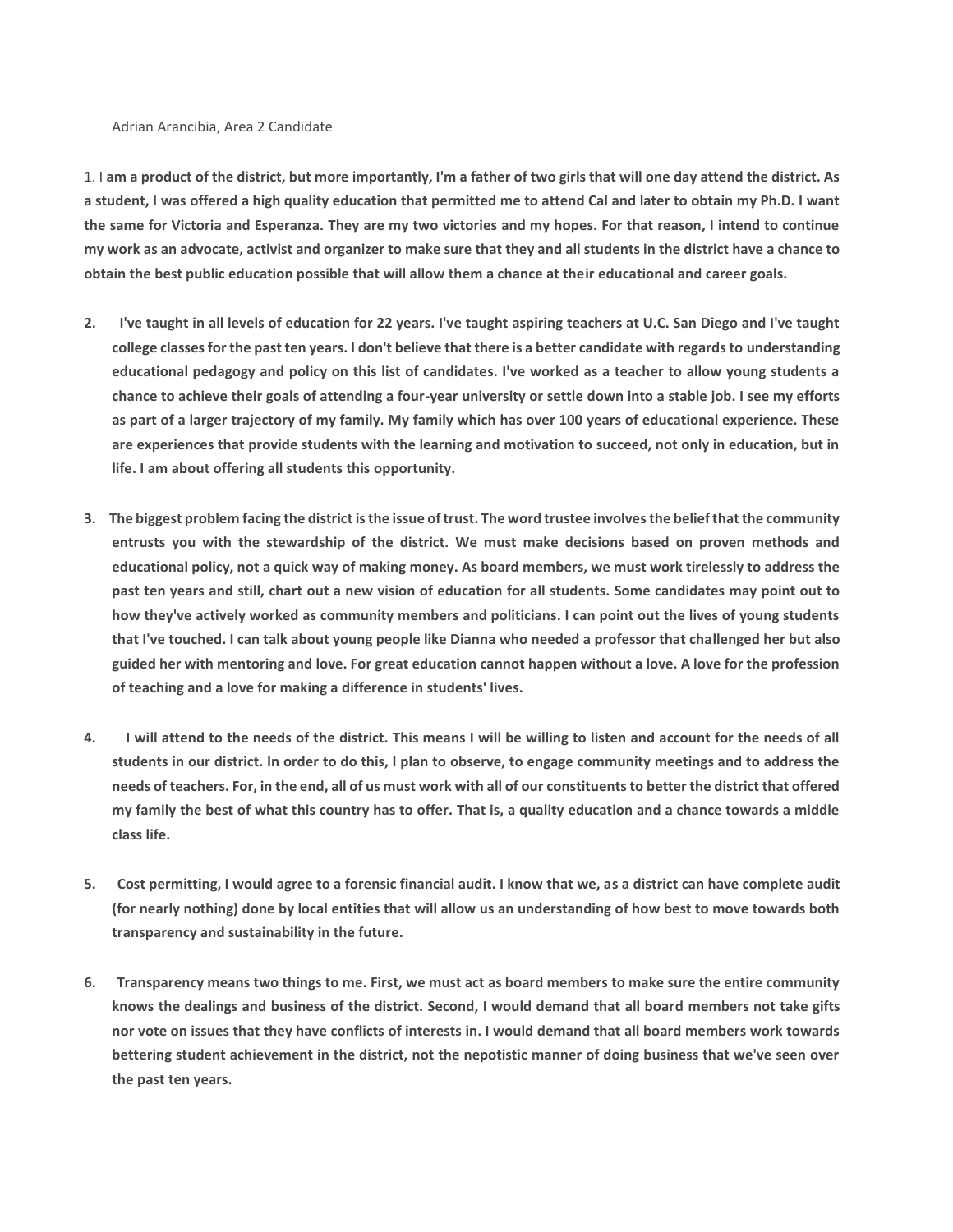Adrian Arancibia, Area 2 Candidate

1. I **am a product of the district, but more importantly, I'm a father of two girls that will one day attend the district. As a student, I was offered a high quality education that permitted me to attend Cal and later to obtain my Ph.D. I want the same for Victoria and Esperanza. They are my two victories and my hopes. For that reason, I intend to continue my work as an advocate, activist and organizer to make sure that they and all students in the district have a chance to obtain the best public education possible that will allow them a chance at their educational and career goals.**

2. **I've taught in all levels of education for 22 years. I've taught aspiring teachers at U.C. San Diego and I've taught college classes for the past ten years. I don't believe that there is a better candidate with regards to understanding educational pedagogy and policy on this list of candidates. I've worked as a teacher to allow young students a chance to achieve their goals of attending a four-year university or settle down into a stable job. I see my efforts as part of a larger trajectory of my family. My family which has over 100 years of educational experience. These are experiences that provide students with the learning and motivation to succeed, not only in education, but in life. I am about offering all students this opportunity.**

3. **The biggest problem facing the district is the issue of trust. The word trustee involves the belief that the community entrusts you with the stewardship of the district. We must make decisions based on proven methods and educational policy, not a quick way of making money. As board members, we must work tirelessly to address the past ten years and still, chart out a new vision of education for all students. Some candidates may point out to how they've actively worked as community members and politicians. I can point out the lives of young students that I've touched. I can talk about young people like Dianna who needed a professor that challenged her but also guided her with mentoring and love. For great education cannot happen without a love. A love for the profession of teaching and a love for making a difference in students' lives.**

4. **I will attend to the needs of the district. This means I will be willing to listen and account for the needs of all students in our district. In order to do this, I plan to observe, to engage community meetings and to address the needs of teachers. For, in the end, all of us must work with all of our constituents to better the district that offered my family the best of what this country has to offer. That is, a quality education and a chance towards a middle class life.**

5. **Cost permitting, I would agree to a forensic financial audit. I know that we, as a district can have complete audit (for nearly nothing) done by local entities that will allow us an understanding of how best to move towards both transparency and sustainability in the future.**

6. **Transparency means two things to me. First, we must act as board members to make sure the entire community knows the dealings and business of the district. Second, I would demand that all board members not take gifts nor vote on issues that they have conflicts of interests in. I would demand that all board members work towards bettering student achievement in the district, not the nepotistic manner of doing business that we've seen over the past ten years.**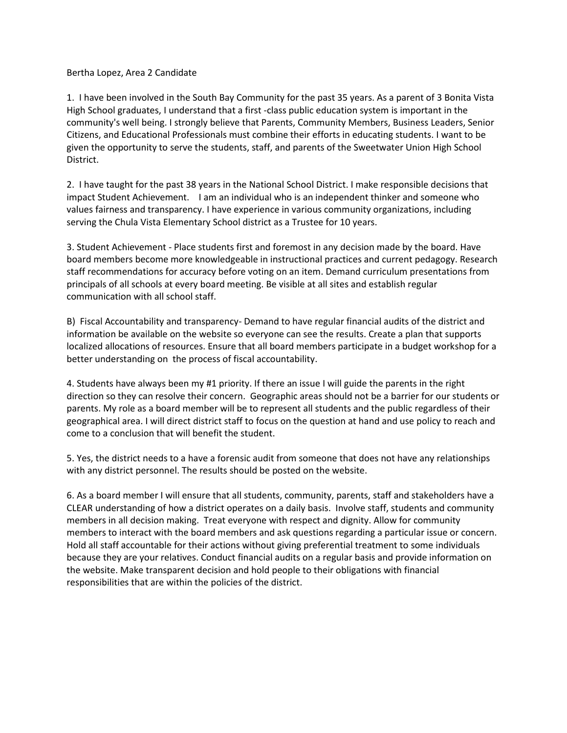Bertha Lopez, Area 2 Candidate

1. I have been involved in the South Bay Community for the past 35 years. As a parent of 3 Bonita Vista High School graduates, I understand that a first -class public education system is important in the community's well being. I strongly believe that Parents, Community Members, Business Leaders, Senior Citizens, and Educational Professionals must combine their efforts in educating students. I want to be given the opportunity to serve the students, staff, and parents of the Sweetwater Union High School District.

2. I have taught for the past 38 years in the National School District. I make responsible decisions that impact Student Achievement. I am an individual who is an independent thinker and someone who values fairness and transparency. I have experience in various community organizations, including serving the Chula Vista Elementary School district as a Trustee for 10 years.

3. Student Achievement - Place students first and foremost in any decision made by the board. Have board members become more knowledgeable in instructional practices and current pedagogy. Research staff recommendations for accuracy before voting on an item. Demand curriculum presentations from principals of all schools at every board meeting. Be visible at all sites and establish regular communication with all school staff.

B) Fiscal Accountability and transparency- Demand to have regular financial audits of the district and information be available on the website so everyone can see the results. Create a plan that supports localized allocations of resources. Ensure that all board members participate in a budget workshop for a better understanding on the process of fiscal accountability.

4. Students have always been my #1 priority. If there an issue I will guide the parents in the right direction so they can resolve their concern. Geographic areas should not be a barrier for our students or parents. My role as a board member will be to represent all students and the public regardless of their geographical area. I will direct district staff to focus on the question at hand and use policy to reach and come to a conclusion that will benefit the student.

5. Yes, the district needs to a have a forensic audit from someone that does not have any relationships with any district personnel. The results should be posted on the website.

6. As a board member I will ensure that all students, community, parents, staff and stakeholders have a CLEAR understanding of how a district operates on a daily basis. Involve staff, students and community members in all decision making. Treat everyone with respect and dignity. Allow for community members to interact with the board members and ask questions regarding a particular issue or concern. Hold all staff accountable for their actions without giving preferential treatment to some individuals because they are your relatives. Conduct financial audits on a regular basis and provide information on the website. Make transparent decision and hold people to their obligations with financial responsibilities that are within the policies of the district.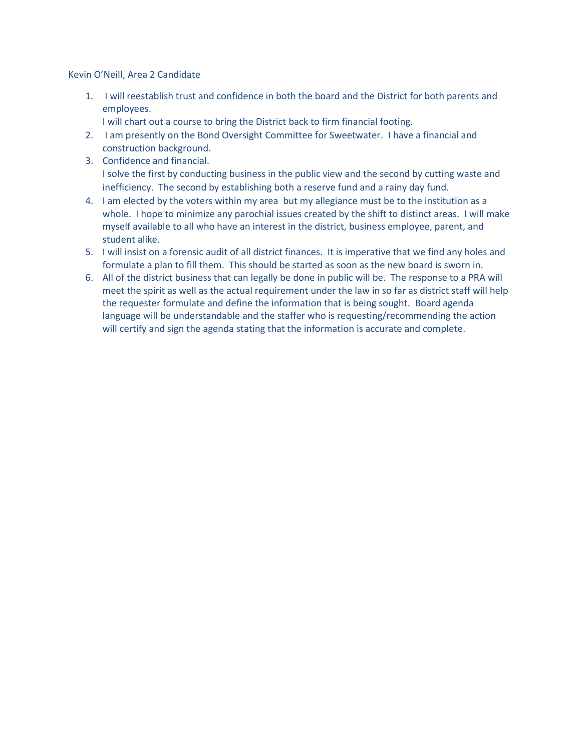Kevin O'Neill, Area 2 Candidate

1. I will reestablish trust and confidence in both the board and the District for both parents and employees.
   I will chart out a course to bring the District back to firm financial footing.
2. I am presently on the Bond Oversight Committee for Sweetwater. I have a financial and construction background.
3. Confidence and financial.
   I solve the first by conducting business in the public view and the second by cutting waste and inefficiency. The second by establishing both a reserve fund and a rainy day fund.
4. I am elected by the voters within my area but my allegiance must be to the institution as a whole. I hope to minimize any parochial issues created by the shift to distinct areas. I will make myself available to all who have an interest in the district, business employee, parent, and student alike.
5. I will insist on a forensic audit of all district finances. It is imperative that we find any holes and formulate a plan to fill them. This should be started as soon as the new board is sworn in.
6. All of the district business that can legally be done in public will be. The response to a PRA will meet the spirit as well as the actual requirement under the law in so far as district staff will help the requester formulate and define the information that is being sought. Board agenda language will be understandable and the staffer who is requesting/recommending the action will certify and sign the agenda stating that the information is accurate and complete.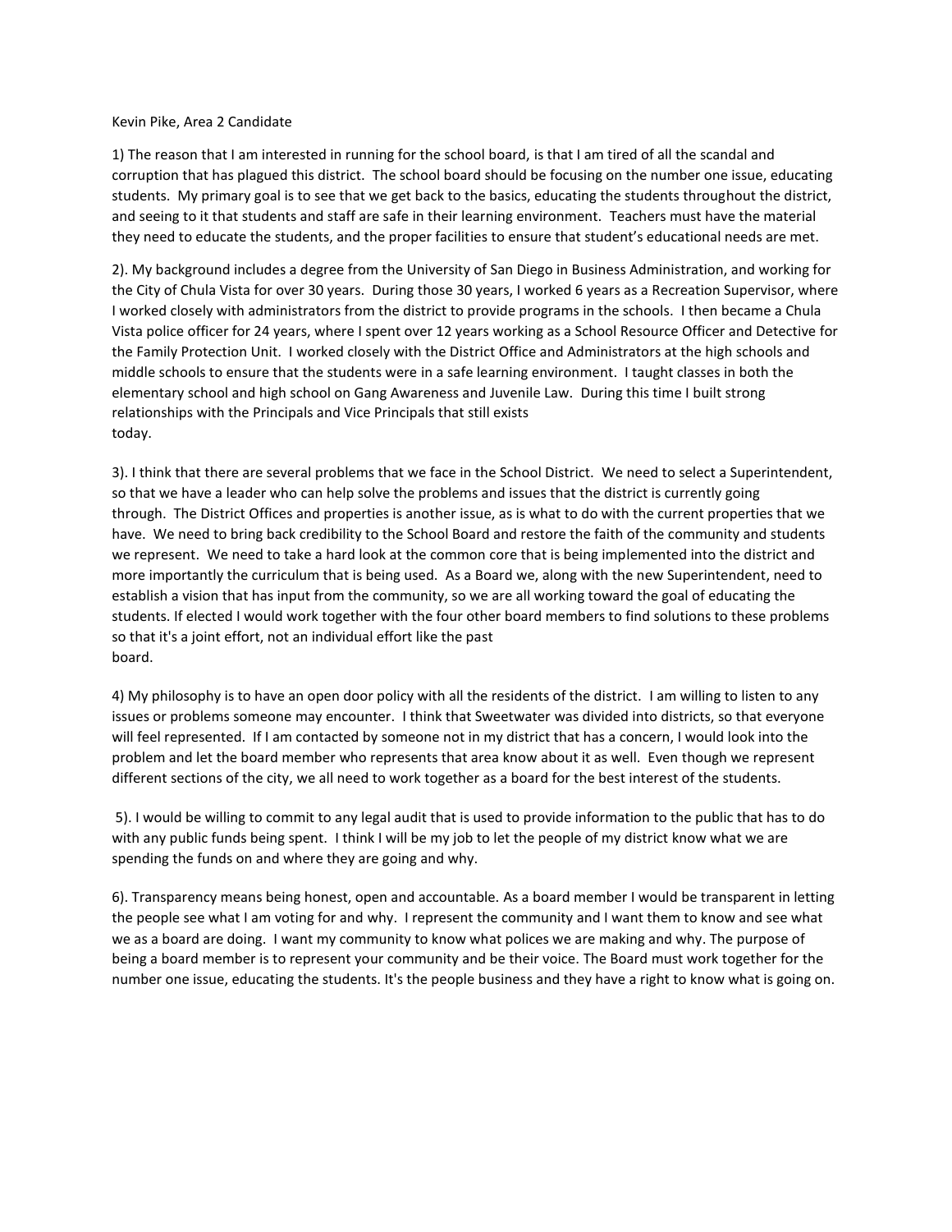Kevin Pike, Area 2 Candidate

1) The reason that I am interested in running for the school board, is that I am tired of all the scandal and corruption that has plagued this district. The school board should be focusing on the number one issue, educating students. My primary goal is to see that we get back to the basics, educating the students throughout the district, and seeing to it that students and staff are safe in their learning environment. Teachers must have the material they need to educate the students, and the proper facilities to ensure that student's educational needs are met.

2). My background includes a degree from the University of San Diego in Business Administration, and working for the City of Chula Vista for over 30 years. During those 30 years, I worked 6 years as a Recreation Supervisor, where I worked closely with administrators from the district to provide programs in the schools. I then became a Chula Vista police officer for 24 years, where I spent over 12 years working as a School Resource Officer and Detective for the Family Protection Unit. I worked closely with the District Office and Administrators at the high schools and middle schools to ensure that the students were in a safe learning environment. I taught classes in both the elementary school and high school on Gang Awareness and Juvenile Law. During this time I built strong relationships with the Principals and Vice Principals that still exists today.

3). I think that there are several problems that we face in the School District. We need to select a Superintendent, so that we have a leader who can help solve the problems and issues that the district is currently going through. The District Offices and properties is another issue, as is what to do with the current properties that we have. We need to bring back credibility to the School Board and restore the faith of the community and students we represent. We need to take a hard look at the common core that is being implemented into the district and more importantly the curriculum that is being used. As a Board we, along with the new Superintendent, need to establish a vision that has input from the community, so we are all working toward the goal of educating the students. If elected I would work together with the four other board members to find solutions to these problems so that it's a joint effort, not an individual effort like the past board.

4) My philosophy is to have an open door policy with all the residents of the district. I am willing to listen to any issues or problems someone may encounter. I think that Sweetwater was divided into districts, so that everyone will feel represented. If I am contacted by someone not in my district that has a concern, I would look into the problem and let the board member who represents that area know about it as well. Even though we represent different sections of the city, we all need to work together as a board for the best interest of the students.

5). I would be willing to commit to any legal audit that is used to provide information to the public that has to do with any public funds being spent. I think I will be my job to let the people of my district know what we are spending the funds on and where they are going and why.

6). Transparency means being honest, open and accountable. As a board member I would be transparent in letting the people see what I am voting for and why. I represent the community and I want them to know and see what we as a board are doing. I want my community to know what polices we are making and why. The purpose of being a board member is to represent your community and be their voice. The Board must work together for the number one issue, educating the students. It's the people business and they have a right to know what is going on.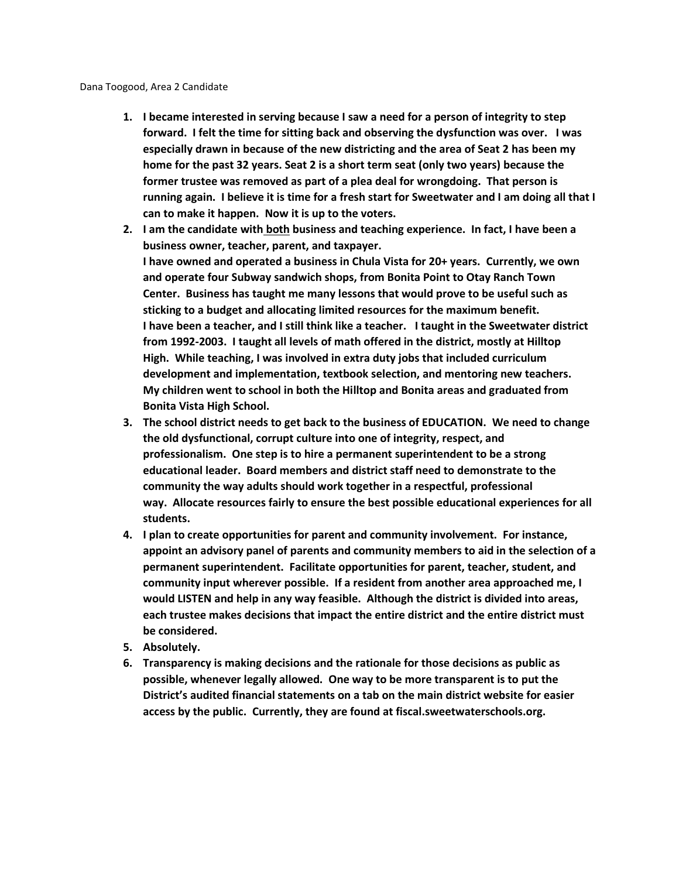Dana Toogood, Area 2 Candidate

1. **I became interested in serving because I saw a need for a person of integrity to step forward. I felt the time for sitting back and observing the dysfunction was over. I was especially drawn in because of the new districting and the area of Seat 2 has been my home for the past 32 years. Seat 2 is a short term seat (only two years) because the former trustee was removed as part of a plea deal for wrongdoing. That person is running again. I believe it is time for a fresh start for Sweetwater and I am doing all that I can to make it happen. Now it is up to the voters.**
2. **I am the candidate with <u>both</u> business and teaching experience. In fact, I have been a business owner, teacher, parent, and taxpayer.**
   **I have owned and operated a business in Chula Vista for 20+ years. Currently, we own and operate four Subway sandwich shops, from Bonita Point to Otay Ranch Town Center. Business has taught me many lessons that would prove to be useful such as sticking to a budget and allocating limited resources for the maximum benefit.**
   **I have been a teacher, and I still think like a teacher. I taught in the Sweetwater district from 1992-2003. I taught all levels of math offered in the district, mostly at Hilltop High. While teaching, I was involved in extra duty jobs that included curriculum development and implementation, textbook selection, and mentoring new teachers.**
   **My children went to school in both the Hilltop and Bonita areas and graduated from Bonita Vista High School.**
3. **The school district needs to get back to the business of EDUCATION. We need to change the old dysfunctional, corrupt culture into one of integrity, respect, and professionalism. One step is to hire a permanent superintendent to be a strong educational leader. Board members and district staff need to demonstrate to the community the way adults should work together in a respectful, professional way. Allocate resources fairly to ensure the best possible educational experiences for all students.**
4. **I plan to create opportunities for parent and community involvement. For instance, appoint an advisory panel of parents and community members to aid in the selection of a permanent superintendent. Facilitate opportunities for parent, teacher, student, and community input wherever possible. If a resident from another area approached me, I would LISTEN and help in any way feasible. Although the district is divided into areas, each trustee makes decisions that impact the entire district and the entire district must be considered.**
5. **Absolutely.**
6. **Transparency is making decisions and the rationale for those decisions as public as possible, whenever legally allowed. One way to be more transparent is to put the District's audited financial statements on a tab on the main district website for easier access by the public. Currently, they are found at fiscal.sweetwaterschools.org.**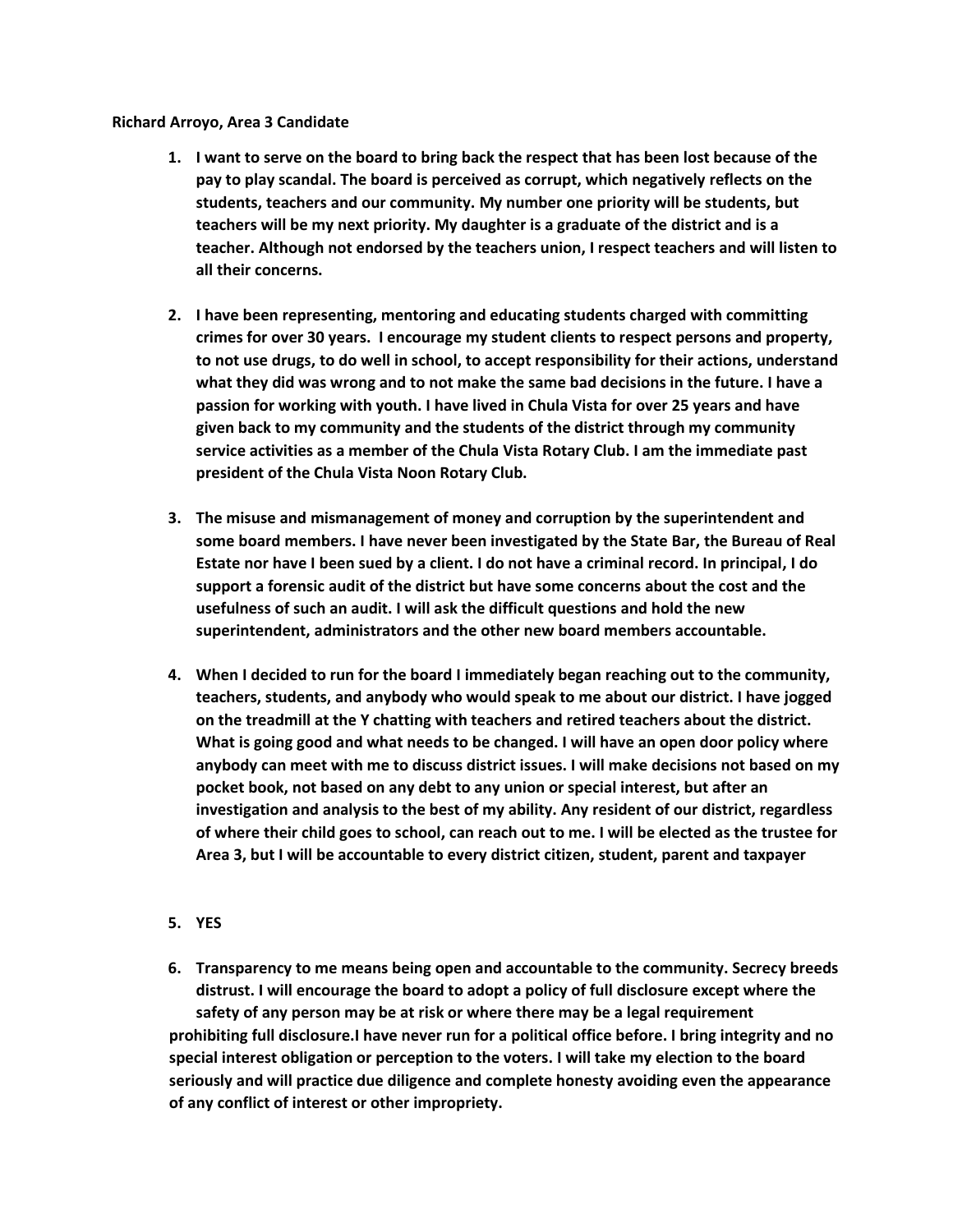**Richard Arroyo, Area 3 Candidate**

1. **I want to serve on the board to bring back the respect that has been lost because of the pay to play scandal. The board is perceived as corrupt, which negatively reflects on the students, teachers and our community. My number one priority will be students, but teachers will be my next priority. My daughter is a graduate of the district and is a teacher. Although not endorsed by the teachers union, I respect teachers and will listen to all their concerns.**

2. **I have been representing, mentoring and educating students charged with committing crimes for over 30 years. I encourage my student clients to respect persons and property, to not use drugs, to do well in school, to accept responsibility for their actions, understand what they did was wrong and to not make the same bad decisions in the future. I have a passion for working with youth. I have lived in Chula Vista for over 25 years and have given back to my community and the students of the district through my community service activities as a member of the Chula Vista Rotary Club. I am the immediate past president of the Chula Vista Noon Rotary Club.**

3. **The misuse and mismanagement of money and corruption by the superintendent and some board members. I have never been investigated by the State Bar, the Bureau of Real Estate nor have I been sued by a client. I do not have a criminal record. In principal, I do support a forensic audit of the district but have some concerns about the cost and the usefulness of such an audit. I will ask the difficult questions and hold the new superintendent, administrators and the other new board members accountable.**

4. **When I decided to run for the board I immediately began reaching out to the community, teachers, students, and anybody who would speak to me about our district. I have jogged on the treadmill at the Y chatting with teachers and retired teachers about the district. What is going good and what needs to be changed. I will have an open door policy where anybody can meet with me to discuss district issues. I will make decisions not based on my pocket book, not based on any debt to any union or special interest, but after an investigation and analysis to the best of my ability. Any resident of our district, regardless of where their child goes to school, can reach out to me. I will be elected as the trustee for Area 3, but I will be accountable to every district citizen, student, parent and taxpayer**

5. **YES**

6. **Transparency to me means being open and accountable to the community. Secrecy breeds distrust. I will encourage the board to adopt a policy of full disclosure except where the safety of any person may be at risk or where there may be a legal requirement prohibiting full disclosure.I have never run for a political office before. I bring integrity and no special interest obligation or perception to the voters. I will take my election to the board seriously and will practice due diligence and complete honesty avoiding even the appearance of any conflict of interest or other impropriety.**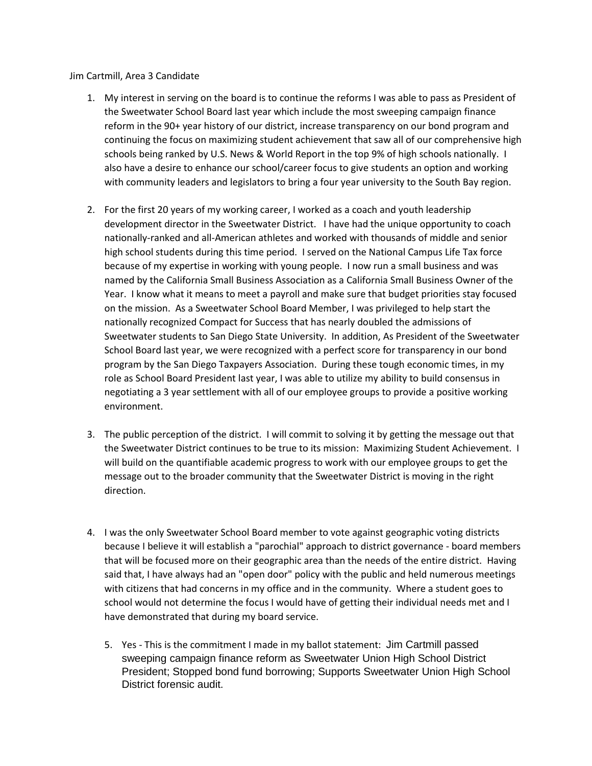Jim Cartmill, Area 3 Candidate

1. My interest in serving on the board is to continue the reforms I was able to pass as President of the Sweetwater School Board last year which include the most sweeping campaign finance reform in the 90+ year history of our district, increase transparency on our bond program and continuing the focus on maximizing student achievement that saw all of our comprehensive high schools being ranked by U.S. News & World Report in the top 9% of high schools nationally. I also have a desire to enhance our school/career focus to give students an option and working with community leaders and legislators to bring a four year university to the South Bay region.

2. For the first 20 years of my working career, I worked as a coach and youth leadership development director in the Sweetwater District. I have had the unique opportunity to coach nationally-ranked and all-American athletes and worked with thousands of middle and senior high school students during this time period. I served on the National Campus Life Tax force because of my expertise in working with young people. I now run a small business and was named by the California Small Business Association as a California Small Business Owner of the Year. I know what it means to meet a payroll and make sure that budget priorities stay focused on the mission. As a Sweetwater School Board Member, I was privileged to help start the nationally recognized Compact for Success that has nearly doubled the admissions of Sweetwater students to San Diego State University. In addition, As President of the Sweetwater School Board last year, we were recognized with a perfect score for transparency in our bond program by the San Diego Taxpayers Association. During these tough economic times, in my role as School Board President last year, I was able to utilize my ability to build consensus in negotiating a 3 year settlement with all of our employee groups to provide a positive working environment.

3. The public perception of the district. I will commit to solving it by getting the message out that the Sweetwater District continues to be true to its mission: Maximizing Student Achievement. I will build on the quantifiable academic progress to work with our employee groups to get the message out to the broader community that the Sweetwater District is moving in the right direction.

4. I was the only Sweetwater School Board member to vote against geographic voting districts because I believe it will establish a "parochial" approach to district governance - board members that will be focused more on their geographic area than the needs of the entire district. Having said that, I have always had an "open door" policy with the public and held numerous meetings with citizens that had concerns in my office and in the community. Where a student goes to school would not determine the focus I would have of getting their individual needs met and I have demonstrated that during my board service.

5. Yes - This is the commitment I made in my ballot statement: Jim Cartmill passed sweeping campaign finance reform as Sweetwater Union High School District President; Stopped bond fund borrowing; Supports Sweetwater Union High School District forensic audit.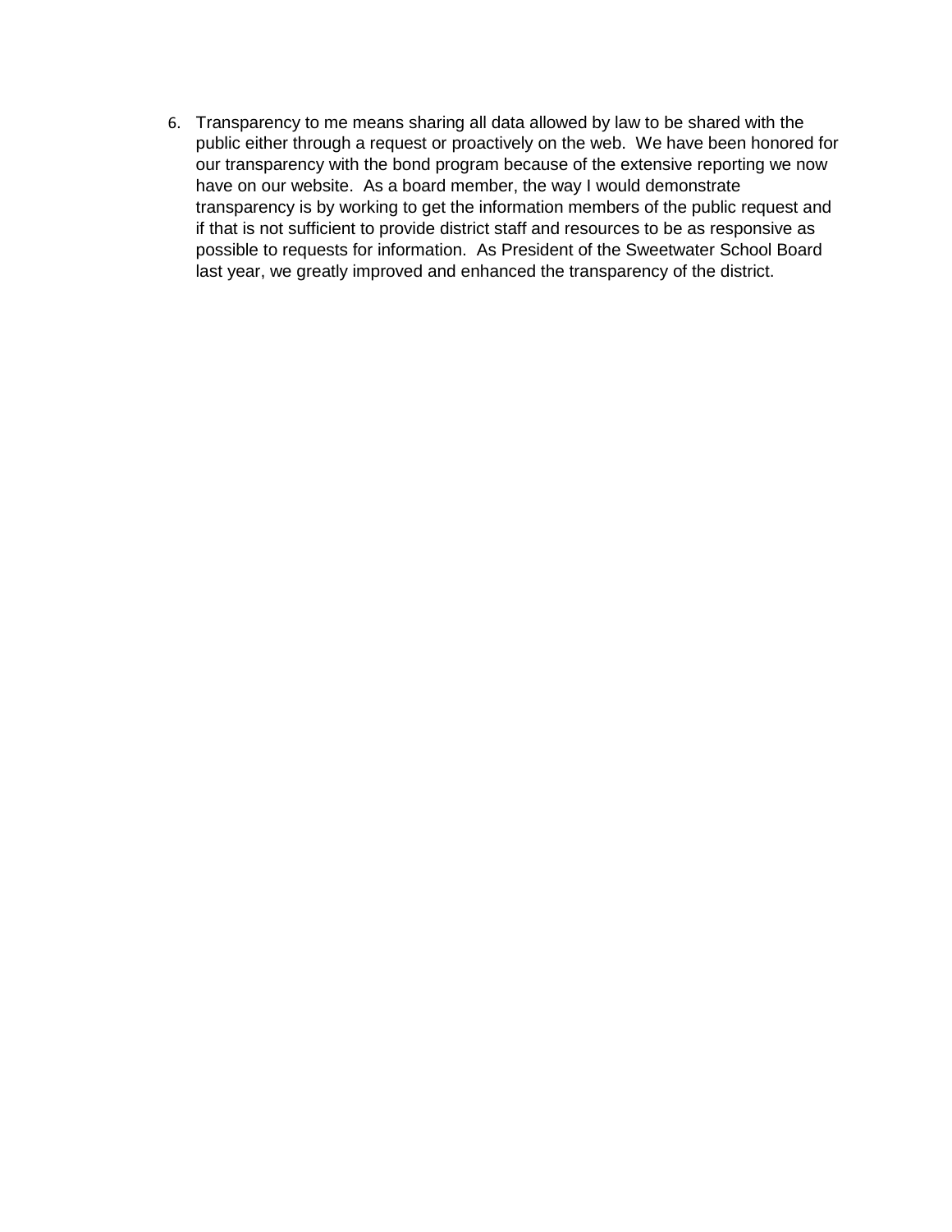6. Transparency to me means sharing all data allowed by law to be shared with the public either through a request or proactively on the web. We have been honored for our transparency with the bond program because of the extensive reporting we now have on our website. As a board member, the way I would demonstrate transparency is by working to get the information members of the public request and if that is not sufficient to provide district staff and resources to be as responsive as possible to requests for information. As President of the Sweetwater School Board last year, we greatly improved and enhanced the transparency of the district.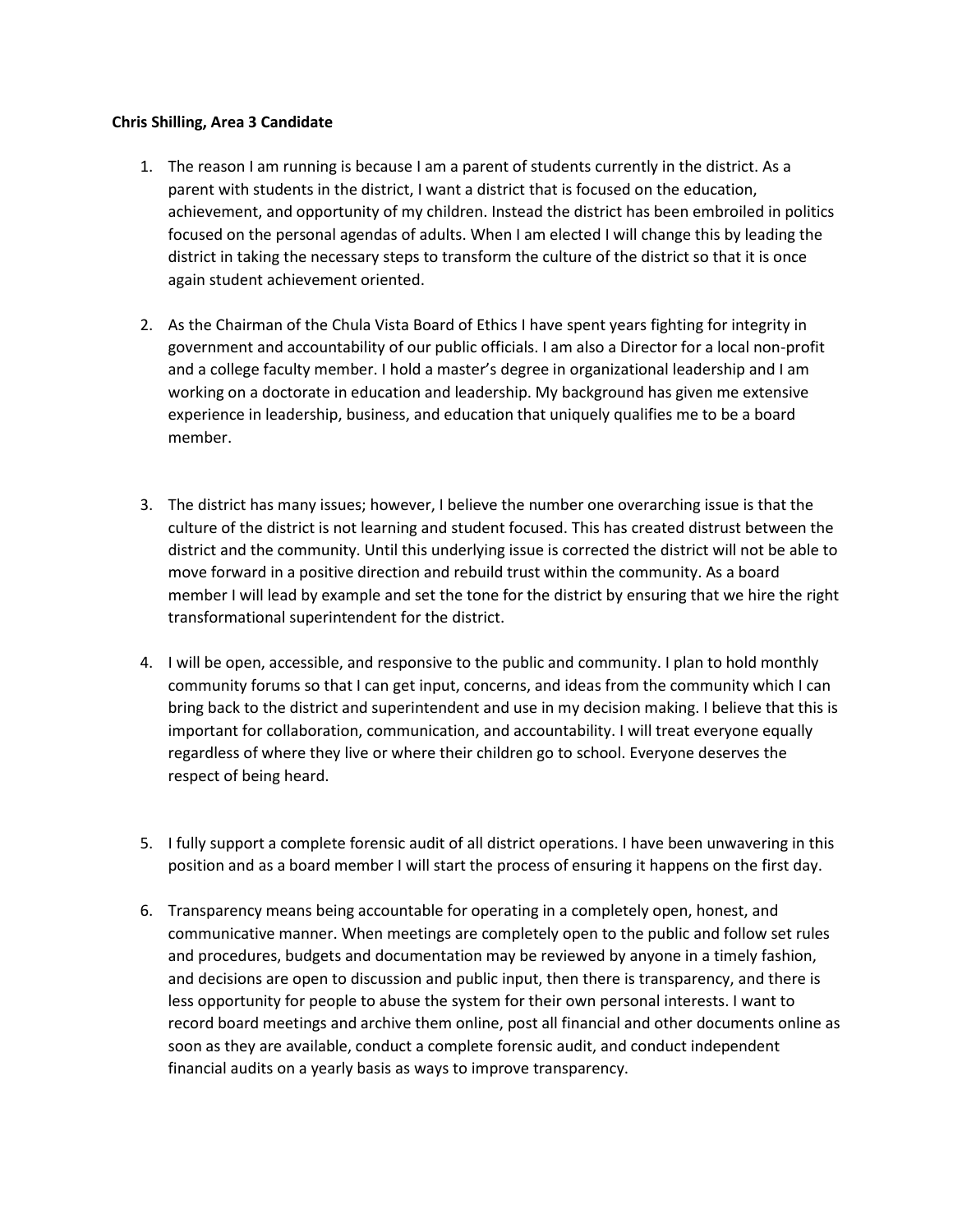**Chris Shilling, Area 3 Candidate**

1. The reason I am running is because I am a parent of students currently in the district. As a parent with students in the district, I want a district that is focused on the education, achievement, and opportunity of my children. Instead the district has been embroiled in politics focused on the personal agendas of adults. When I am elected I will change this by leading the district in taking the necessary steps to transform the culture of the district so that it is once again student achievement oriented.

2. As the Chairman of the Chula Vista Board of Ethics I have spent years fighting for integrity in government and accountability of our public officials. I am also a Director for a local non-profit and a college faculty member. I hold a master's degree in organizational leadership and I am working on a doctorate in education and leadership. My background has given me extensive experience in leadership, business, and education that uniquely qualifies me to be a board member.

3. The district has many issues; however, I believe the number one overarching issue is that the culture of the district is not learning and student focused. This has created distrust between the district and the community. Until this underlying issue is corrected the district will not be able to move forward in a positive direction and rebuild trust within the community. As a board member I will lead by example and set the tone for the district by ensuring that we hire the right transformational superintendent for the district.

4. I will be open, accessible, and responsive to the public and community. I plan to hold monthly community forums so that I can get input, concerns, and ideas from the community which I can bring back to the district and superintendent and use in my decision making. I believe that this is important for collaboration, communication, and accountability. I will treat everyone equally regardless of where they live or where their children go to school. Everyone deserves the respect of being heard.

5. I fully support a complete forensic audit of all district operations. I have been unwavering in this position and as a board member I will start the process of ensuring it happens on the first day.

6. Transparency means being accountable for operating in a completely open, honest, and communicative manner. When meetings are completely open to the public and follow set rules and procedures, budgets and documentation may be reviewed by anyone in a timely fashion, and decisions are open to discussion and public input, then there is transparency, and there is less opportunity for people to abuse the system for their own personal interests. I want to record board meetings and archive them online, post all financial and other documents online as soon as they are available, conduct a complete forensic audit, and conduct independent financial audits on a yearly basis as ways to improve transparency.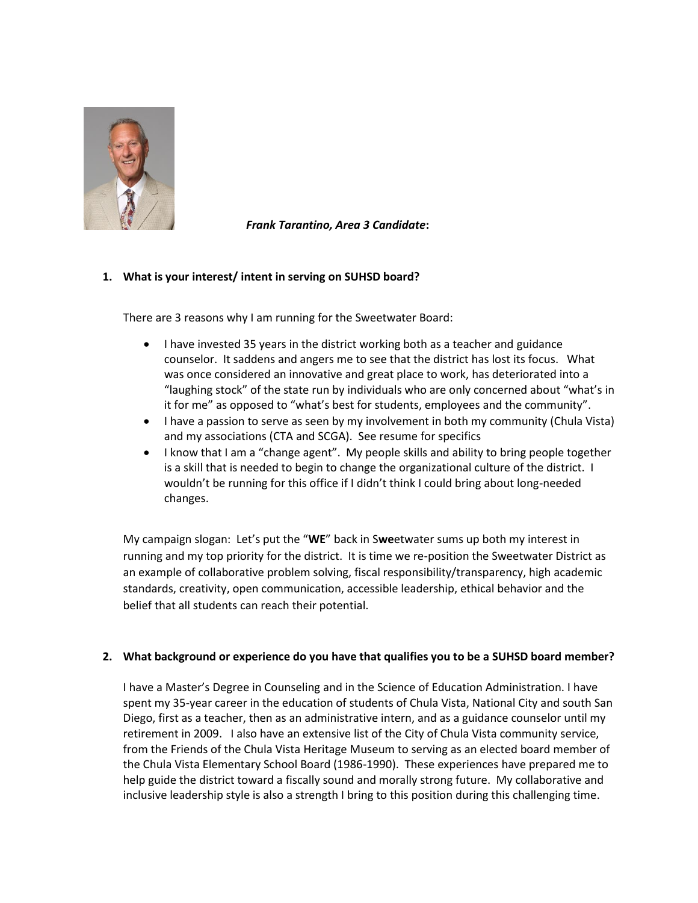***Frank Tarantino, Area 3 Candidate*:**

**1. What is your interest/ intent in serving on SUHSD board?**

There are 3 reasons why I am running for the Sweetwater Board:

- I have invested 35 years in the district working both as a teacher and guidance counselor. It saddens and angers me to see that the district has lost its focus. What was once considered an innovative and great place to work, has deteriorated into a "laughing stock" of the state run by individuals who are only concerned about "what's in it for me" as opposed to "what's best for students, employees and the community".
- I have a passion to serve as seen by my involvement in both my community (Chula Vista) and my associations (CTA and SCGA). See resume for specifics
- I know that I am a "change agent". My people skills and ability to bring people together is a skill that is needed to begin to change the organizational culture of the district. I wouldn't be running for this office if I didn't think I could bring about long-needed changes.

My campaign slogan: Let's put the "**WE**" back in S**we**etwater sums up both my interest in running and my top priority for the district. It is time we re-position the Sweetwater District as an example of collaborative problem solving, fiscal responsibility/transparency, high academic standards, creativity, open communication, accessible leadership, ethical behavior and the belief that all students can reach their potential.

**2. What background or experience do you have that qualifies you to be a SUHSD board member?**

I have a Master's Degree in Counseling and in the Science of Education Administration. I have spent my 35-year career in the education of students of Chula Vista, National City and south San Diego, first as a teacher, then as an administrative intern, and as a guidance counselor until my retirement in 2009. I also have an extensive list of the City of Chula Vista community service, from the Friends of the Chula Vista Heritage Museum to serving as an elected board member of the Chula Vista Elementary School Board (1986-1990). These experiences have prepared me to help guide the district toward a fiscally sound and morally strong future. My collaborative and inclusive leadership style is also a strength I bring to this position during this challenging time.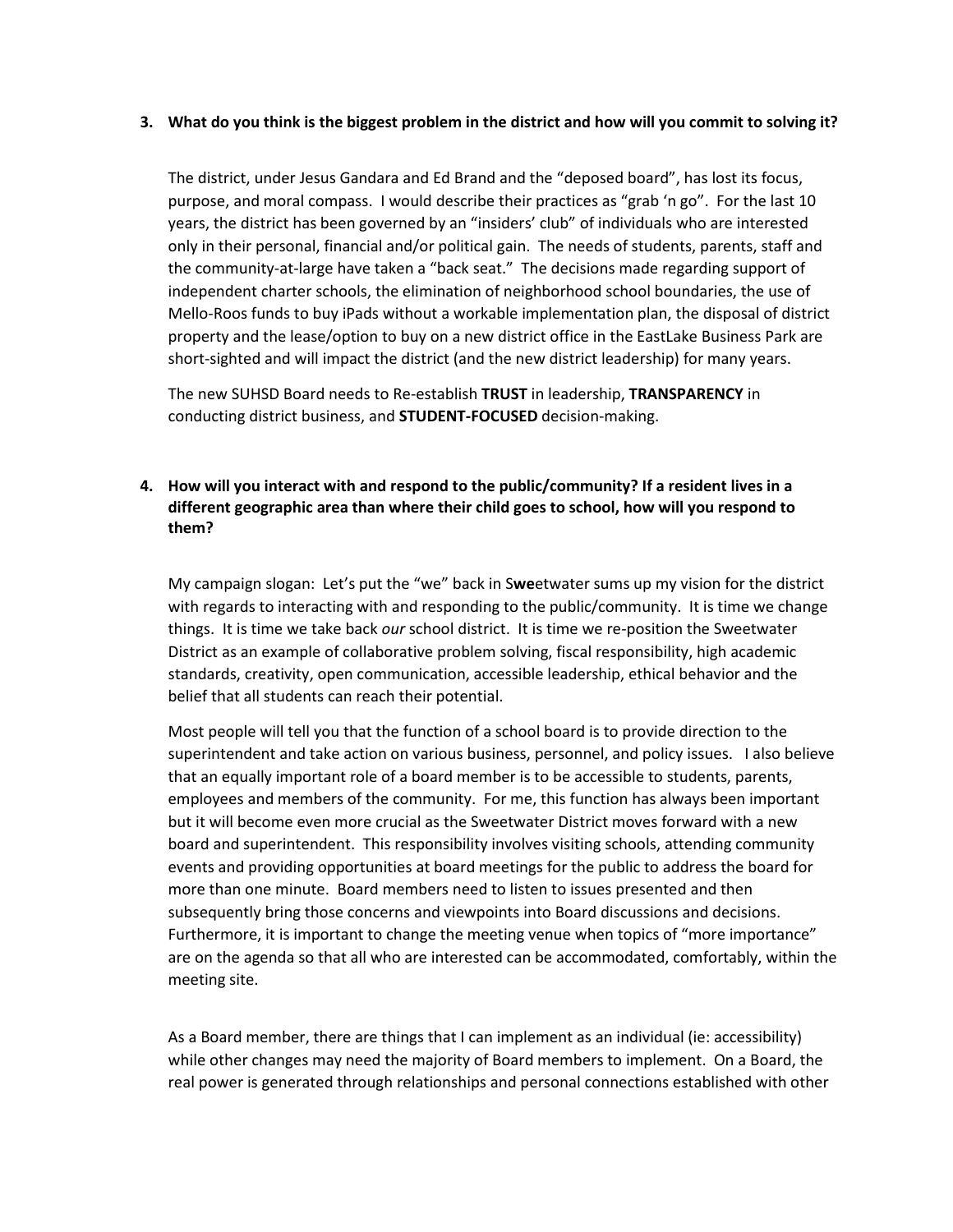**3. What do you think is the biggest problem in the district and how will you commit to solving it?**

The district, under Jesus Gandara and Ed Brand and the "deposed board", has lost its focus, purpose, and moral compass. I would describe their practices as "grab 'n go". For the last 10 years, the district has been governed by an "insiders' club" of individuals who are interested only in their personal, financial and/or political gain. The needs of students, parents, staff and the community-at-large have taken a "back seat." The decisions made regarding support of independent charter schools, the elimination of neighborhood school boundaries, the use of Mello-Roos funds to buy iPads without a workable implementation plan, the disposal of district property and the lease/option to buy on a new district office in the EastLake Business Park are short-sighted and will impact the district (and the new district leadership) for many years.

The new SUHSD Board needs to Re-establish **TRUST** in leadership, **TRANSPARENCY** in conducting district business, and **STUDENT-FOCUSED** decision-making.

**4. How will you interact with and respond to the public/community? If a resident lives in a different geographic area than where their child goes to school, how will you respond to them?**

My campaign slogan: Let's put the "we" back in S**we**etwater sums up my vision for the district with regards to interacting with and responding to the public/community. It is time we change things. It is time we take back *our* school district. It is time we re-position the Sweetwater District as an example of collaborative problem solving, fiscal responsibility, high academic standards, creativity, open communication, accessible leadership, ethical behavior and the belief that all students can reach their potential.

Most people will tell you that the function of a school board is to provide direction to the superintendent and take action on various business, personnel, and policy issues. I also believe that an equally important role of a board member is to be accessible to students, parents, employees and members of the community. For me, this function has always been important but it will become even more crucial as the Sweetwater District moves forward with a new board and superintendent. This responsibility involves visiting schools, attending community events and providing opportunities at board meetings for the public to address the board for more than one minute. Board members need to listen to issues presented and then subsequently bring those concerns and viewpoints into Board discussions and decisions. Furthermore, it is important to change the meeting venue when topics of "more importance" are on the agenda so that all who are interested can be accommodated, comfortably, within the meeting site.

As a Board member, there are things that I can implement as an individual (ie: accessibility) while other changes may need the majority of Board members to implement. On a Board, the real power is generated through relationships and personal connections established with other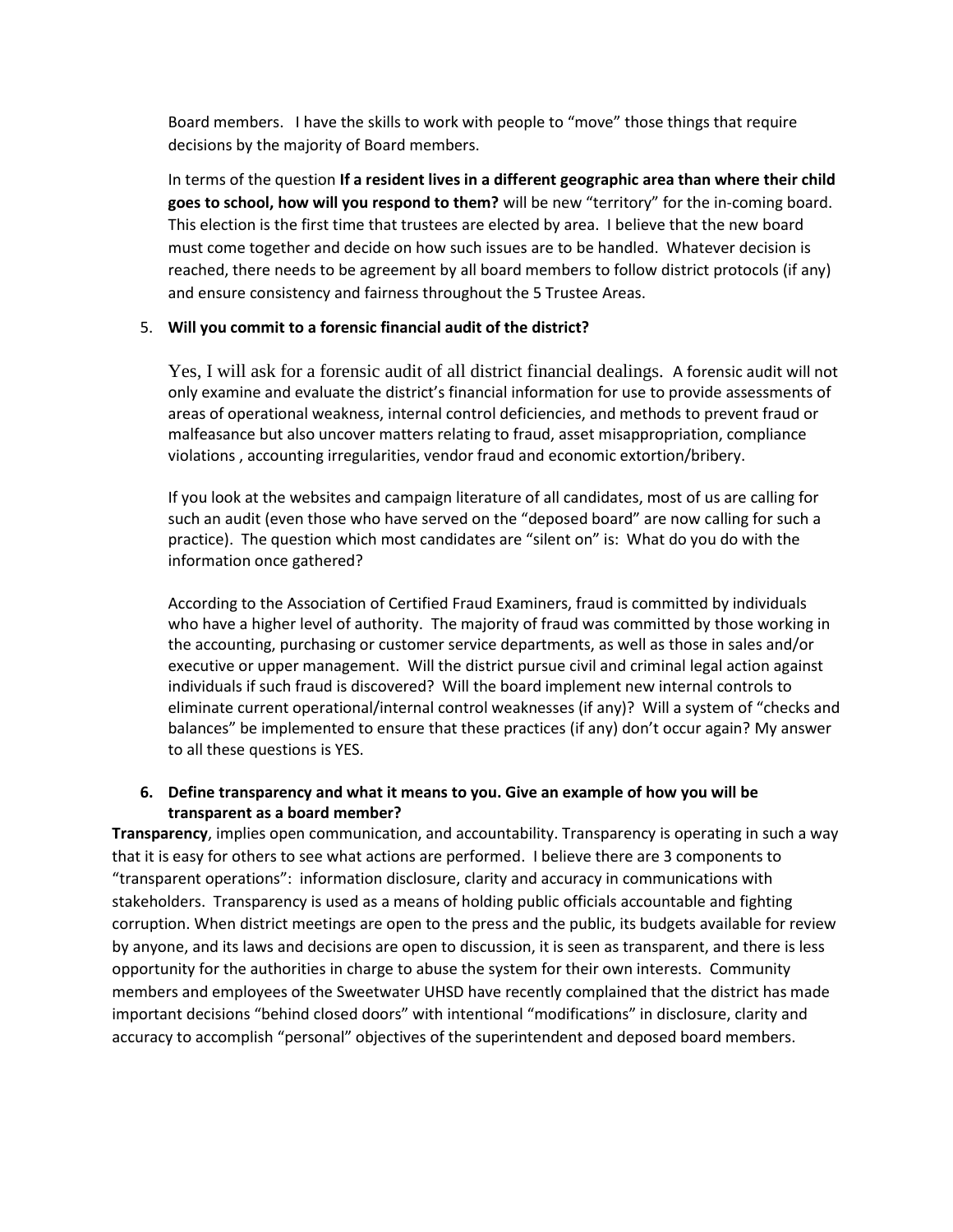Board members. I have the skills to work with people to "move" those things that require decisions by the majority of Board members.

In terms of the question **If a resident lives in a different geographic area than where their child goes to school, how will you respond to them?** will be new "territory" for the in-coming board. This election is the first time that trustees are elected by area. I believe that the new board must come together and decide on how such issues are to be handled. Whatever decision is reached, there needs to be agreement by all board members to follow district protocols (if any) and ensure consistency and fairness throughout the 5 Trustee Areas.

5. **Will you commit to a forensic financial audit of the district?**

   Yes, I will ask for a forensic audit of all district financial dealings. A forensic audit will not only examine and evaluate the district's financial information for use to provide assessments of areas of operational weakness, internal control deficiencies, and methods to prevent fraud or malfeasance but also uncover matters relating to fraud, asset misappropriation, compliance violations , accounting irregularities, vendor fraud and economic extortion/bribery.

   If you look at the websites and campaign literature of all candidates, most of us are calling for such an audit (even those who have served on the "deposed board" are now calling for such a practice). The question which most candidates are "silent on" is: What do you do with the information once gathered?

   According to the Association of Certified Fraud Examiners, fraud is committed by individuals who have a higher level of authority. The majority of fraud was committed by those working in the accounting, purchasing or customer service departments, as well as those in sales and/or executive or upper management. Will the district pursue civil and criminal legal action against individuals if such fraud is discovered? Will the board implement new internal controls to eliminate current operational/internal control weaknesses (if any)? Will a system of "checks and balances" be implemented to ensure that these practices (if any) don't occur again? My answer to all these questions is YES.

6. **Define transparency and what it means to you. Give an example of how you will be transparent as a board member?**

**Transparency**, implies open communication, and accountability. Transparency is operating in such a way that it is easy for others to see what actions are performed. I believe there are 3 components to "transparent operations": information disclosure, clarity and accuracy in communications with stakeholders. Transparency is used as a means of holding public officials accountable and fighting corruption. When district meetings are open to the press and the public, its budgets available for review by anyone, and its laws and decisions are open to discussion, it is seen as transparent, and there is less opportunity for the authorities in charge to abuse the system for their own interests. Community members and employees of the Sweetwater UHSD have recently complained that the district has made important decisions "behind closed doors" with intentional "modifications" in disclosure, clarity and accuracy to accomplish "personal" objectives of the superintendent and deposed board members.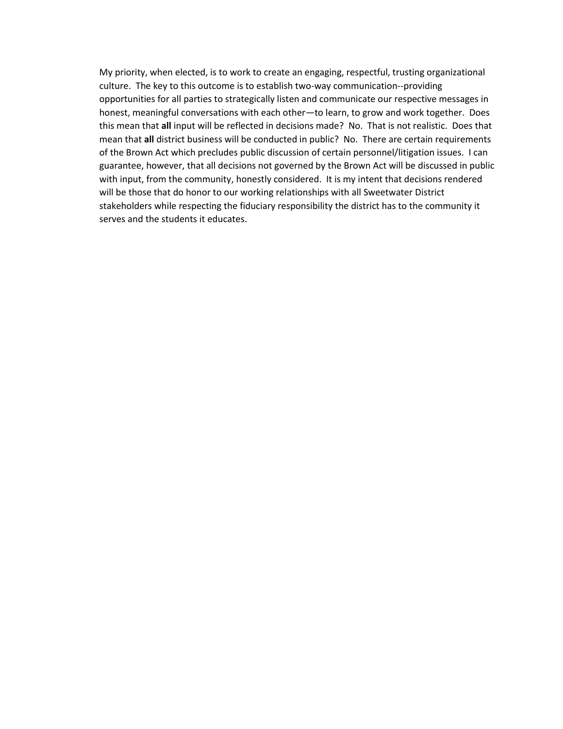My priority, when elected, is to work to create an engaging, respectful, trusting organizational culture. The key to this outcome is to establish two-way communication--providing opportunities for all parties to strategically listen and communicate our respective messages in honest, meaningful conversations with each other—to learn, to grow and work together. Does this mean that **all** input will be reflected in decisions made? No. That is not realistic. Does that mean that **all** district business will be conducted in public? No. There are certain requirements of the Brown Act which precludes public discussion of certain personnel/litigation issues. I can guarantee, however, that all decisions not governed by the Brown Act will be discussed in public with input, from the community, honestly considered. It is my intent that decisions rendered will be those that do honor to our working relationships with all Sweetwater District stakeholders while respecting the fiduciary responsibility the district has to the community it serves and the students it educates.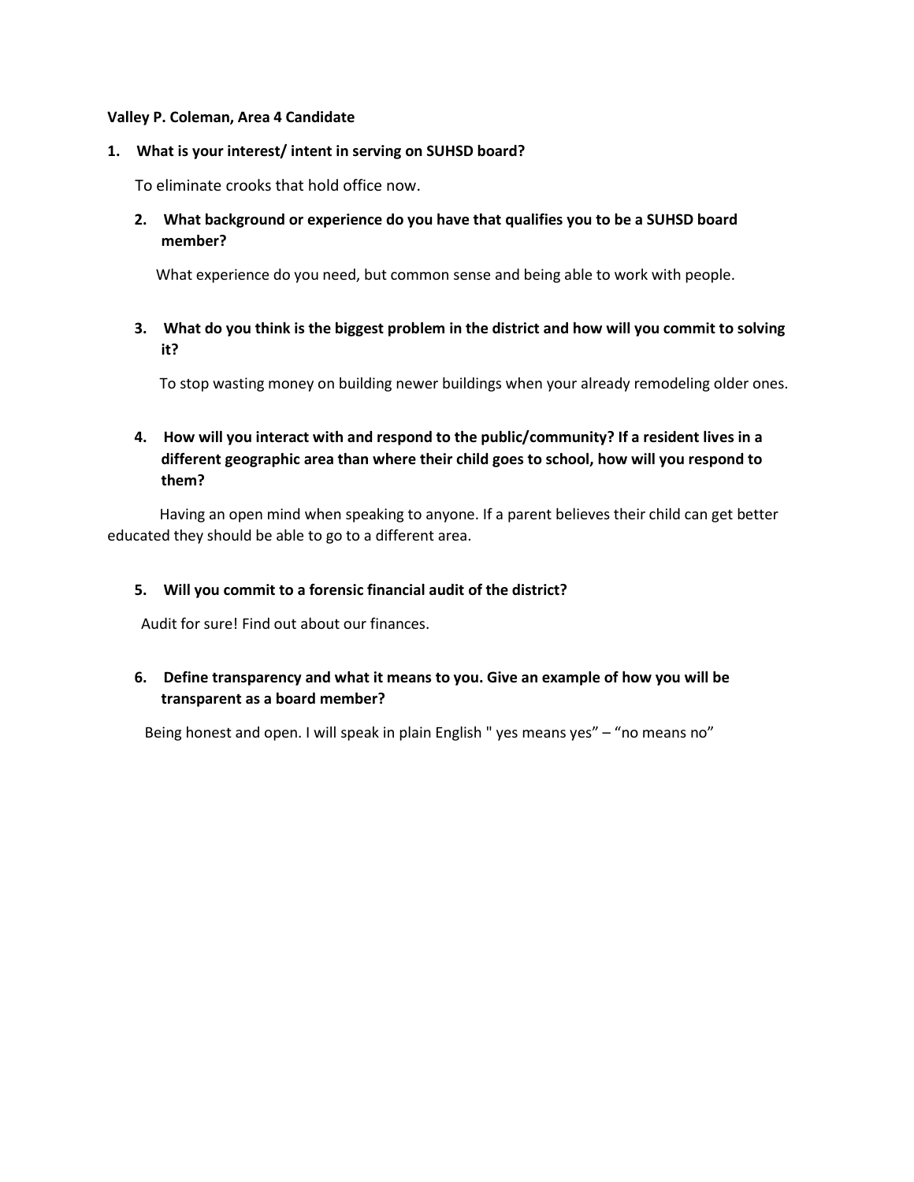**Valley P. Coleman, Area 4 Candidate**

1. **What is your interest/ intent in serving on SUHSD board?**

   To eliminate crooks that hold office now.

2. **What background or experience do you have that qualifies you to be a SUHSD board member?**

   What experience do you need, but common sense and being able to work with people.

3. **What do you think is the biggest problem in the district and how will you commit to solving it?**

   To stop wasting money on building newer buildings when your already remodeling older ones.

4. **How will you interact with and respond to the public/community? If a resident lives in a different geographic area than where their child goes to school, how will you respond to them?**

   Having an open mind when speaking to anyone. If a parent believes their child can get better educated they should be able to go to a different area.

5. **Will you commit to a forensic financial audit of the district?**

   Audit for sure! Find out about our finances.

6. **Define transparency and what it means to you. Give an example of how you will be transparent as a board member?**

   Being honest and open. I will speak in plain English " yes means yes" – "no means no"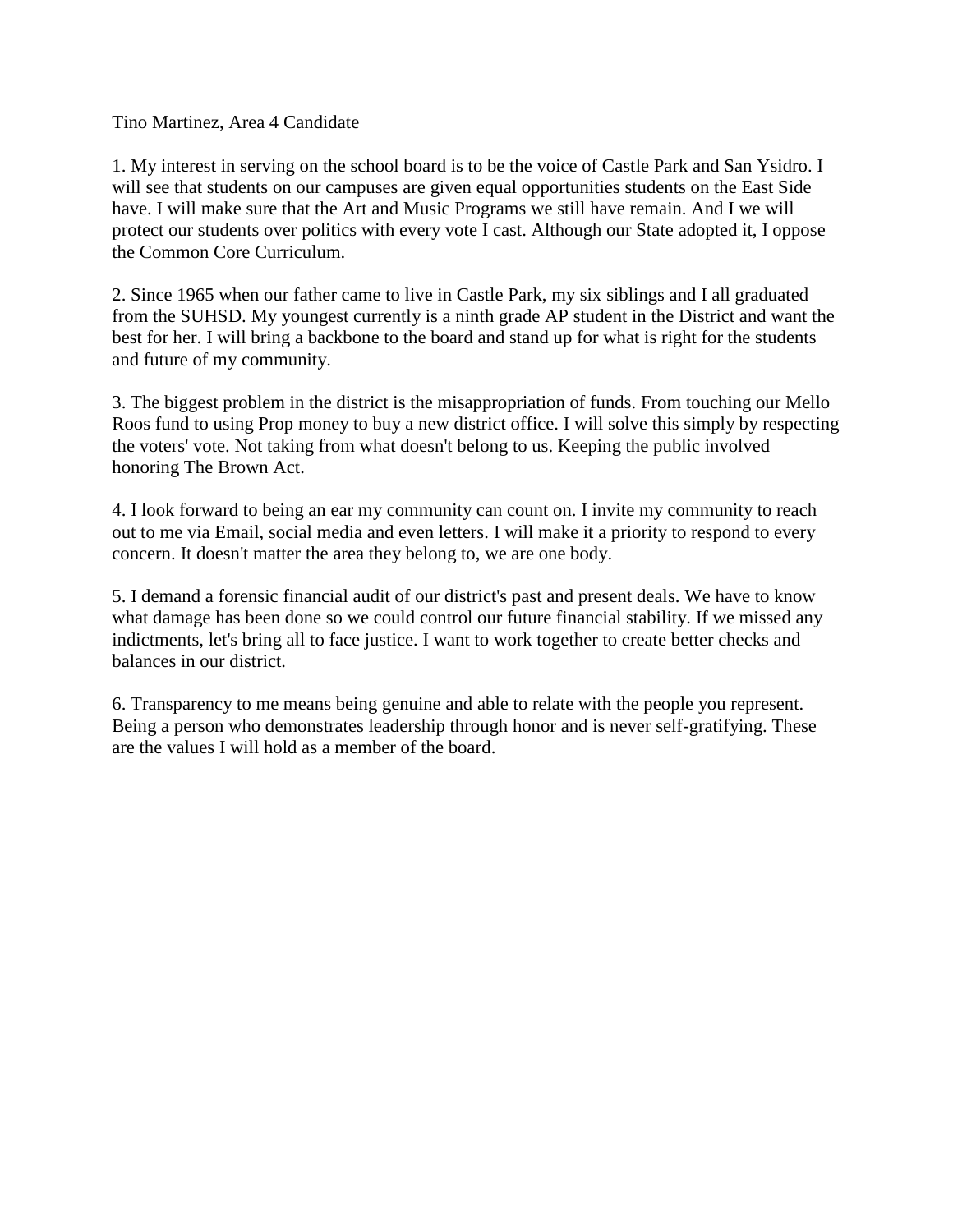Tino Martinez, Area 4 Candidate

1. My interest in serving on the school board is to be the voice of Castle Park and San Ysidro. I will see that students on our campuses are given equal opportunities students on the East Side have. I will make sure that the Art and Music Programs we still have remain. And I we will protect our students over politics with every vote I cast. Although our State adopted it, I oppose the Common Core Curriculum.

2. Since 1965 when our father came to live in Castle Park, my six siblings and I all graduated from the SUHSD. My youngest currently is a ninth grade AP student in the District and want the best for her. I will bring a backbone to the board and stand up for what is right for the students and future of my community.

3. The biggest problem in the district is the misappropriation of funds. From touching our Mello Roos fund to using Prop money to buy a new district office. I will solve this simply by respecting the voters' vote. Not taking from what doesn't belong to us. Keeping the public involved honoring The Brown Act.

4. I look forward to being an ear my community can count on. I invite my community to reach out to me via Email, social media and even letters. I will make it a priority to respond to every concern. It doesn't matter the area they belong to, we are one body.

5. I demand a forensic financial audit of our district's past and present deals. We have to know what damage has been done so we could control our future financial stability. If we missed any indictments, let's bring all to face justice. I want to work together to create better checks and balances in our district.

6. Transparency to me means being genuine and able to relate with the people you represent. Being a person who demonstrates leadership through honor and is never self-gratifying. These are the values I will hold as a member of the board.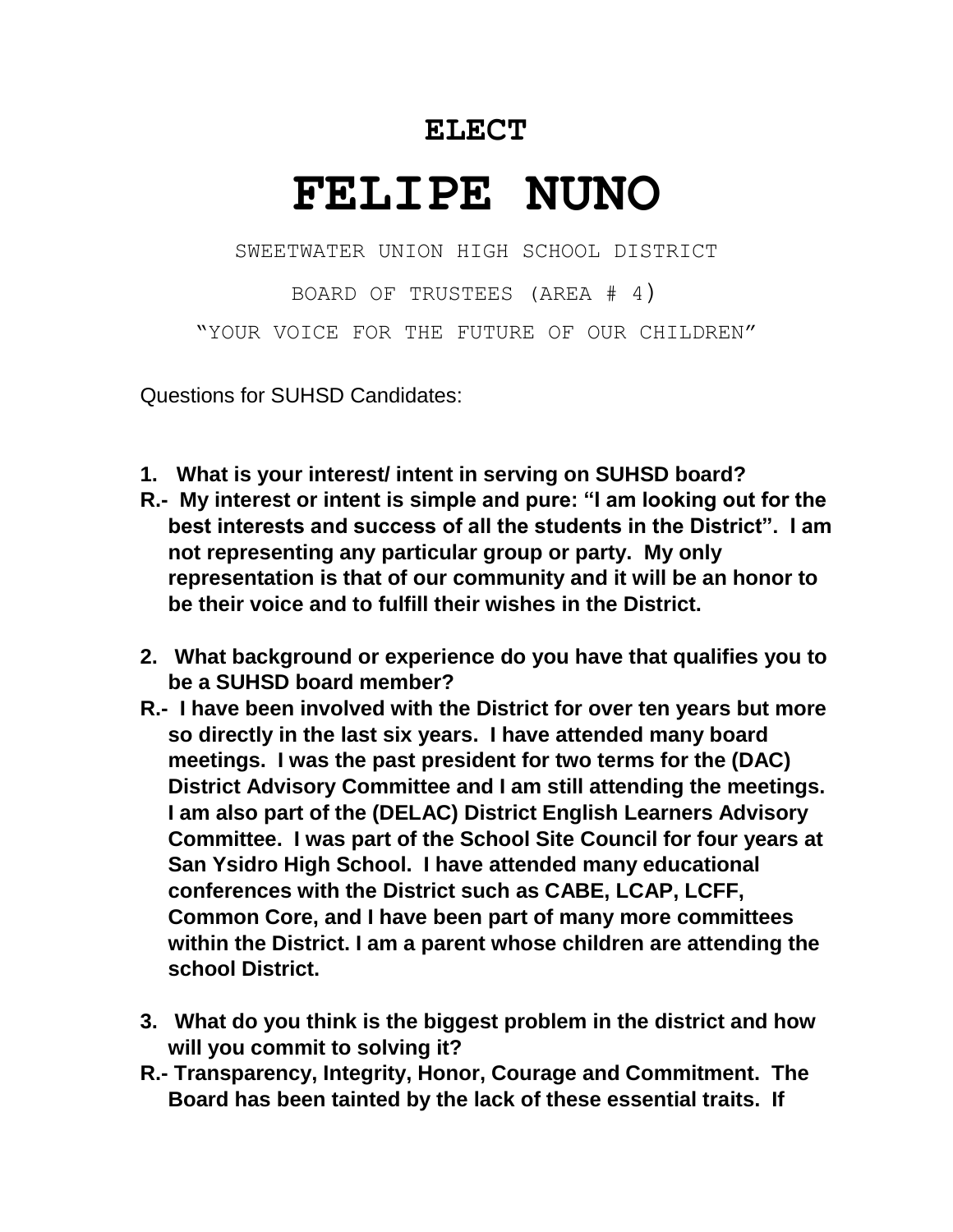# ELECT

# FELIPE NUNO

SWEETWATER UNION HIGH SCHOOL DISTRICT

BOARD OF TRUSTEES (AREA # 4)

"YOUR VOICE FOR THE FUTURE OF OUR CHILDREN"

Questions for SUHSD Candidates:

**1. What is your interest/ intent in serving on SUHSD board?**

**R.- My interest or intent is simple and pure: "I am looking out for the best interests and success of all the students in the District". I am not representing any particular group or party. My only representation is that of our community and it will be an honor to be their voice and to fulfill their wishes in the District.**

**2. What background or experience do you have that qualifies you to be a SUHSD board member?**

**R.- I have been involved with the District for over ten years but more so directly in the last six years. I have attended many board meetings. I was the past president for two terms for the (DAC) District Advisory Committee and I am still attending the meetings. I am also part of the (DELAC) District English Learners Advisory Committee. I was part of the School Site Council for four years at San Ysidro High School. I have attended many educational conferences with the District such as CABE, LCAP, LCFF, Common Core, and I have been part of many more committees within the District. I am a parent whose children are attending the school District.**

**3. What do you think is the biggest problem in the district and how will you commit to solving it?**

**R.- Transparency, Integrity, Honor, Courage and Commitment. The Board has been tainted by the lack of these essential traits. If**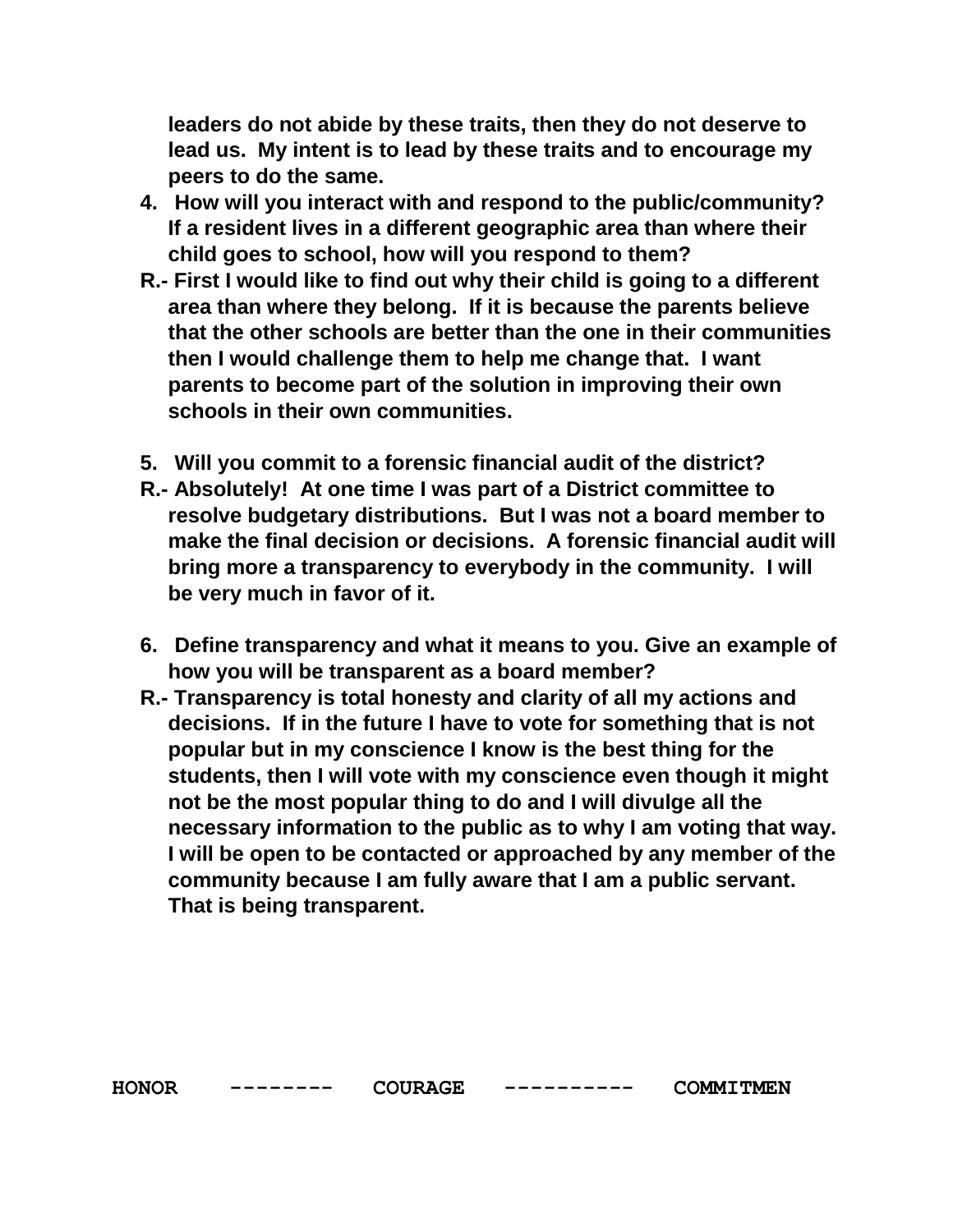**leaders do not abide by these traits, then they do not deserve to lead us. My intent is to lead by these traits and to encourage my peers to do the same.**

4. **How will you interact with and respond to the public/community? If a resident lives in a different geographic area than where their child goes to school, how will you respond to them?**

**R.- First I would like to find out why their child is going to a different area than where they belong. If it is because the parents believe that the other schools are better than the one in their communities then I would challenge them to help me change that. I want parents to become part of the solution in improving their own schools in their own communities.**

5. **Will you commit to a forensic financial audit of the district?**

**R.- Absolutely! At one time I was part of a District committee to resolve budgetary distributions. But I was not a board member to make the final decision or decisions. A forensic financial audit will bring more a transparency to everybody in the community. I will be very much in favor of it.**

6. **Define transparency and what it means to you. Give an example of how you will be transparent as a board member?**

**R.- Transparency is total honesty and clarity of all my actions and decisions. If in the future I have to vote for something that is not popular but in my conscience I know is the best thing for the students, then I will vote with my conscience even though it might not be the most popular thing to do and I will divulge all the necessary information to the public as to why I am voting that way. I will be open to be contacted or approached by any member of the community because I am fully aware that I am a public servant. That is being transparent.**

**HONOR -------- COURAGE ---------- COMMITMEN**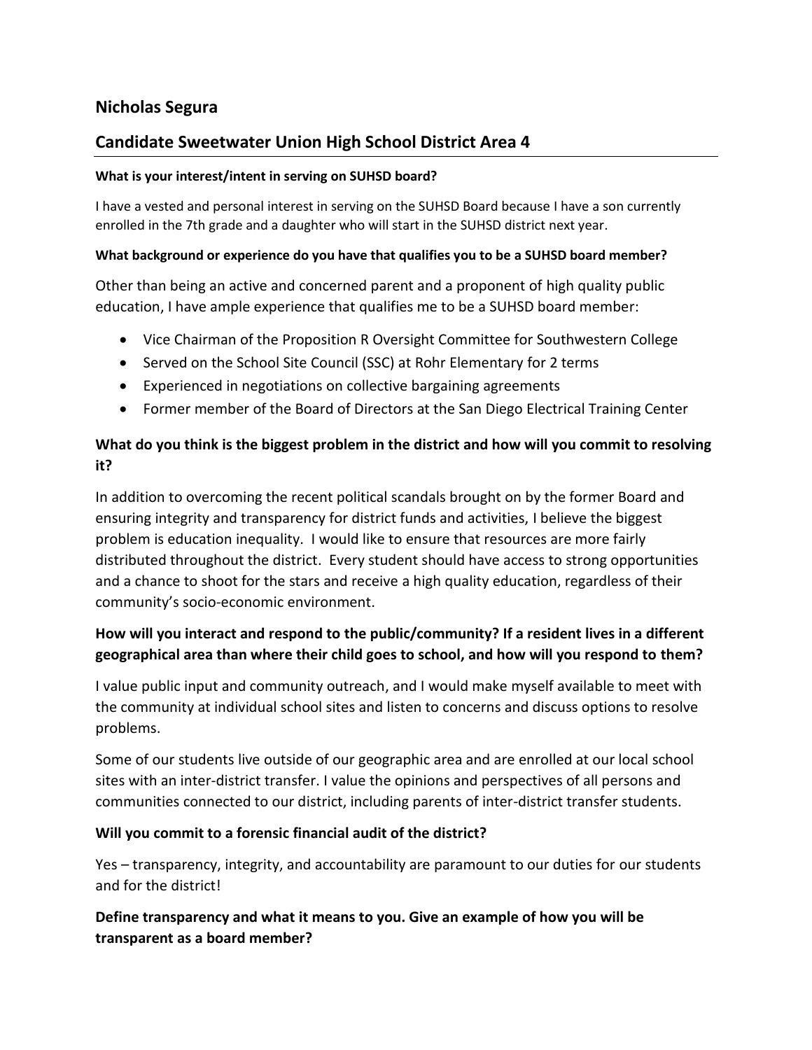## Nicholas Segura

## Candidate Sweetwater Union High School District Area 4

**What is your interest/intent in serving on SUHSD board?**

I have a vested and personal interest in serving on the SUHSD Board because I have a son currently enrolled in the 7th grade and a daughter who will start in the SUHSD district next year.

**What background or experience do you have that qualifies you to be a SUHSD board member?**

Other than being an active and concerned parent and a proponent of high quality public education, I have ample experience that qualifies me to be a SUHSD board member:

- Vice Chairman of the Proposition R Oversight Committee for Southwestern College
- Served on the School Site Council (SSC) at Rohr Elementary for 2 terms
- Experienced in negotiations on collective bargaining agreements
- Former member of the Board of Directors at the San Diego Electrical Training Center

**What do you think is the biggest problem in the district and how will you commit to resolving it?**

In addition to overcoming the recent political scandals brought on by the former Board and ensuring integrity and transparency for district funds and activities, I believe the biggest problem is education inequality. I would like to ensure that resources are more fairly distributed throughout the district. Every student should have access to strong opportunities and a chance to shoot for the stars and receive a high quality education, regardless of their community's socio-economic environment.

**How will you interact and respond to the public/community? If a resident lives in a different geographical area than where their child goes to school, and how will you respond to them?**

I value public input and community outreach, and I would make myself available to meet with the community at individual school sites and listen to concerns and discuss options to resolve problems.

Some of our students live outside of our geographic area and are enrolled at our local school sites with an inter-district transfer. I value the opinions and perspectives of all persons and communities connected to our district, including parents of inter-district transfer students.

**Will you commit to a forensic financial audit of the district?**

Yes – transparency, integrity, and accountability are paramount to our duties for our students and for the district!

**Define transparency and what it means to you. Give an example of how you will be transparent as a board member?**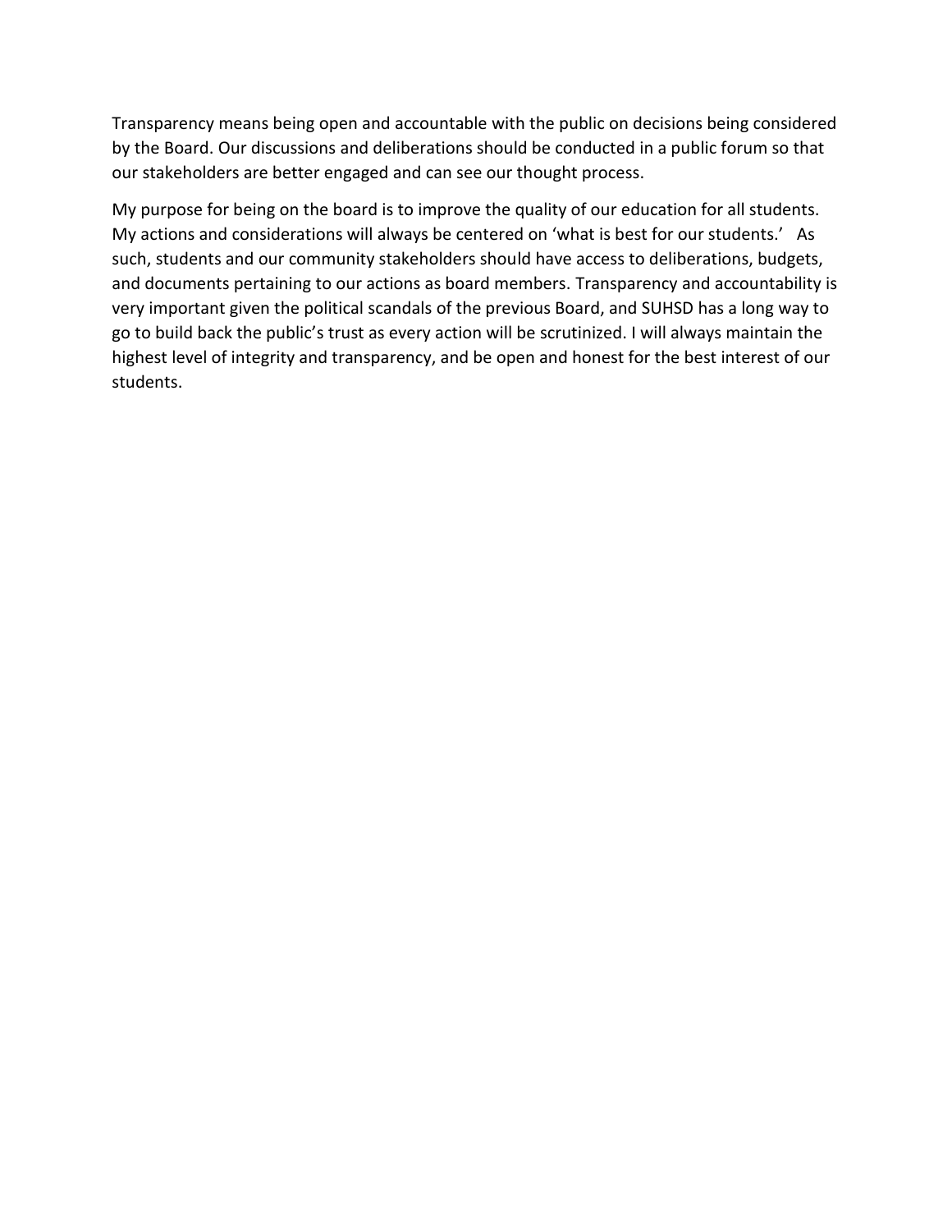Transparency means being open and accountable with the public on decisions being considered by the Board. Our discussions and deliberations should be conducted in a public forum so that our stakeholders are better engaged and can see our thought process.

My purpose for being on the board is to improve the quality of our education for all students. My actions and considerations will always be centered on 'what is best for our students.' As such, students and our community stakeholders should have access to deliberations, budgets, and documents pertaining to our actions as board members. Transparency and accountability is very important given the political scandals of the previous Board, and SUHSD has a long way to go to build back the public's trust as every action will be scrutinized. I will always maintain the highest level of integrity and transparency, and be open and honest for the best interest of our students.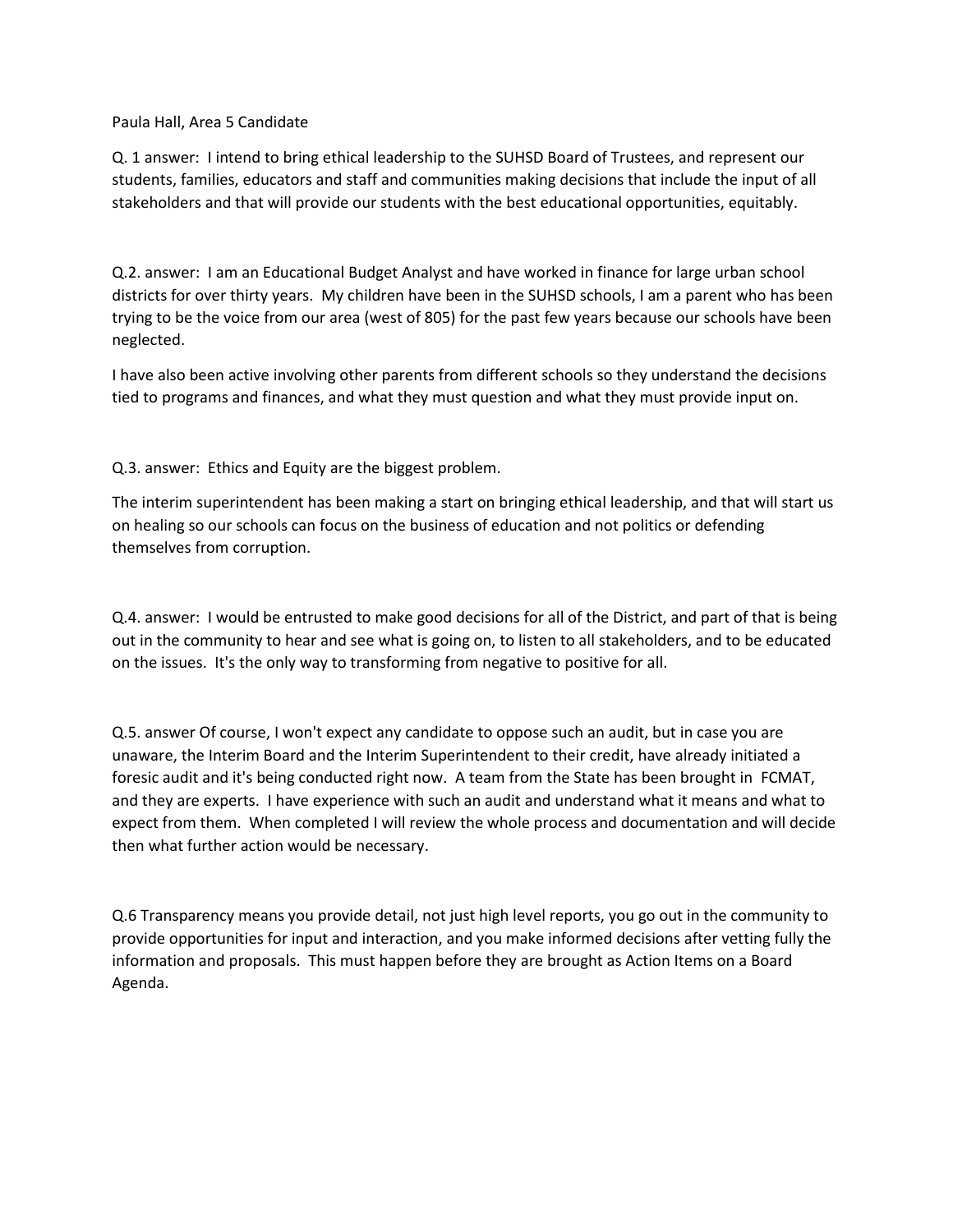Paula Hall, Area 5 Candidate

Q. 1 answer: I intend to bring ethical leadership to the SUHSD Board of Trustees, and represent our students, families, educators and staff and communities making decisions that include the input of all stakeholders and that will provide our students with the best educational opportunities, equitably.

Q.2. answer: I am an Educational Budget Analyst and have worked in finance for large urban school districts for over thirty years. My children have been in the SUHSD schools, I am a parent who has been trying to be the voice from our area (west of 805) for the past few years because our schools have been neglected.

I have also been active involving other parents from different schools so they understand the decisions tied to programs and finances, and what they must question and what they must provide input on.

Q.3. answer: Ethics and Equity are the biggest problem.

The interim superintendent has been making a start on bringing ethical leadership, and that will start us on healing so our schools can focus on the business of education and not politics or defending themselves from corruption.

Q.4. answer: I would be entrusted to make good decisions for all of the District, and part of that is being out in the community to hear and see what is going on, to listen to all stakeholders, and to be educated on the issues. It's the only way to transforming from negative to positive for all.

Q.5. answer Of course, I won't expect any candidate to oppose such an audit, but in case you are unaware, the Interim Board and the Interim Superintendent to their credit, have already initiated a foresic audit and it's being conducted right now. A team from the State has been brought in FCMAT, and they are experts. I have experience with such an audit and understand what it means and what to expect from them. When completed I will review the whole process and documentation and will decide then what further action would be necessary.

Q.6 Transparency means you provide detail, not just high level reports, you go out in the community to provide opportunities for input and interaction, and you make informed decisions after vetting fully the information and proposals. This must happen before they are brought as Action Items on a Board Agenda.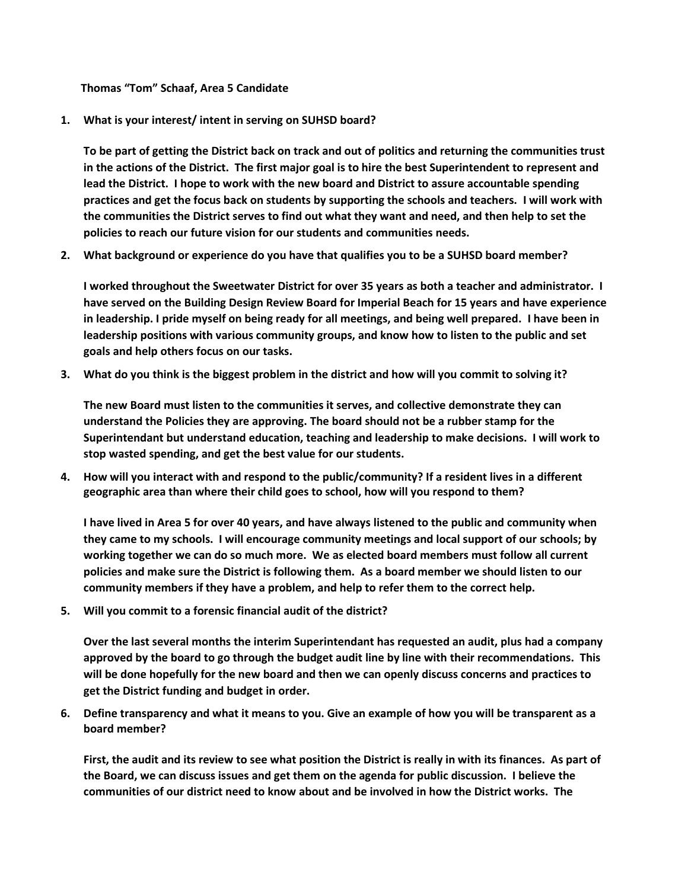**Thomas "Tom" Schaaf, Area 5 Candidate**

1. **What is your interest/ intent in serving on SUHSD board?**

   **To be part of getting the District back on track and out of politics and returning the communities trust in the actions of the District. The first major goal is to hire the best Superintendent to represent and lead the District. I hope to work with the new board and District to assure accountable spending practices and get the focus back on students by supporting the schools and teachers. I will work with the communities the District serves to find out what they want and need, and then help to set the policies to reach our future vision for our students and communities needs.**

2. **What background or experience do you have that qualifies you to be a SUHSD board member?**

   **I worked throughout the Sweetwater District for over 35 years as both a teacher and administrator. I have served on the Building Design Review Board for Imperial Beach for 15 years and have experience in leadership. I pride myself on being ready for all meetings, and being well prepared. I have been in leadership positions with various community groups, and know how to listen to the public and set goals and help others focus on our tasks.**

3. **What do you think is the biggest problem in the district and how will you commit to solving it?**

   **The new Board must listen to the communities it serves, and collective demonstrate they can understand the Policies they are approving. The board should not be a rubber stamp for the Superintendant but understand education, teaching and leadership to make decisions. I will work to stop wasted spending, and get the best value for our students.**

4. **How will you interact with and respond to the public/community? If a resident lives in a different geographic area than where their child goes to school, how will you respond to them?**

   **I have lived in Area 5 for over 40 years, and have always listened to the public and community when they came to my schools. I will encourage community meetings and local support of our schools; by working together we can do so much more. We as elected board members must follow all current policies and make sure the District is following them. As a board member we should listen to our community members if they have a problem, and help to refer them to the correct help.**

5. **Will you commit to a forensic financial audit of the district?**

   **Over the last several months the interim Superintendant has requested an audit, plus had a company approved by the board to go through the budget audit line by line with their recommendations. This will be done hopefully for the new board and then we can openly discuss concerns and practices to get the District funding and budget in order.**

6. **Define transparency and what it means to you. Give an example of how you will be transparent as a board member?**

   **First, the audit and its review to see what position the District is really in with its finances. As part of the Board, we can discuss issues and get them on the agenda for public discussion. I believe the communities of our district need to know about and be involved in how the District works. The**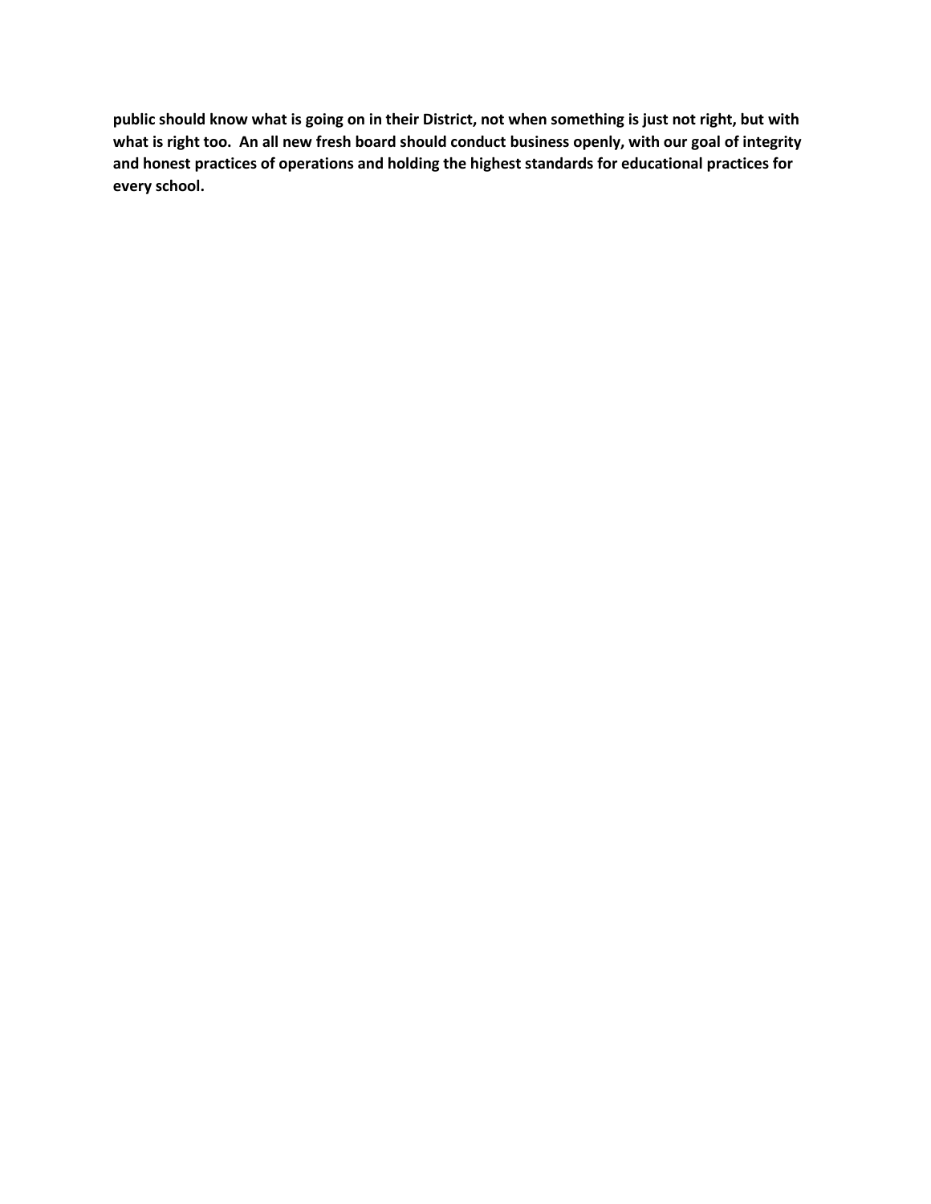**public should know what is going on in their District, not when something is just not right, but with what is right too. An all new fresh board should conduct business openly, with our goal of integrity and honest practices of operations and holding the highest standards for educational practices for every school.**